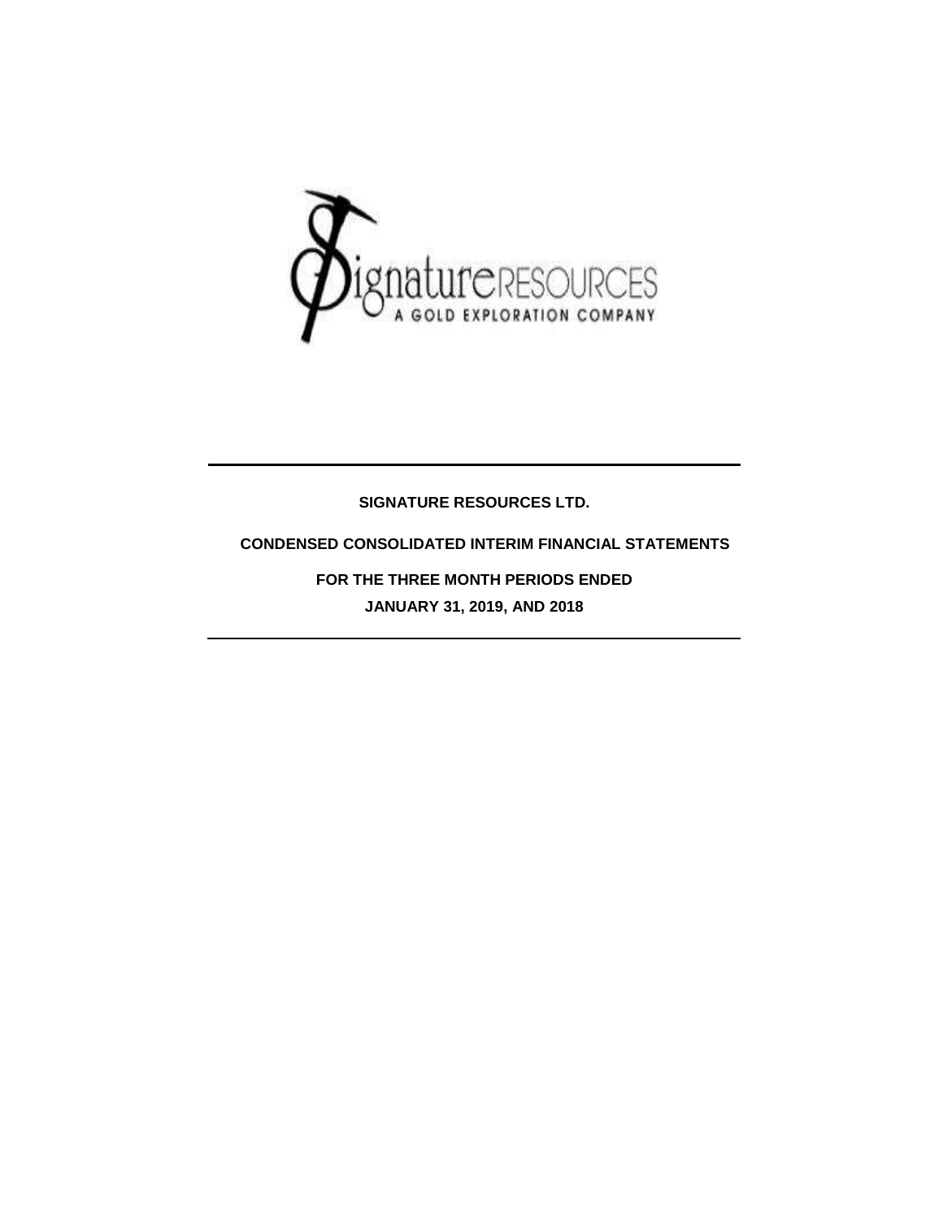SignatureRESOURCES

A GOLD EXPLORATION COMPANY

**SIGNATURE RESOURCES LTD.**

**CONDENSED CONSOLIDATED INTERIM FINANCIAL STATEMENTS**

**FOR THE THREE MONTH PERIODS ENDED**

**JANUARY 31, 2019, AND 2018**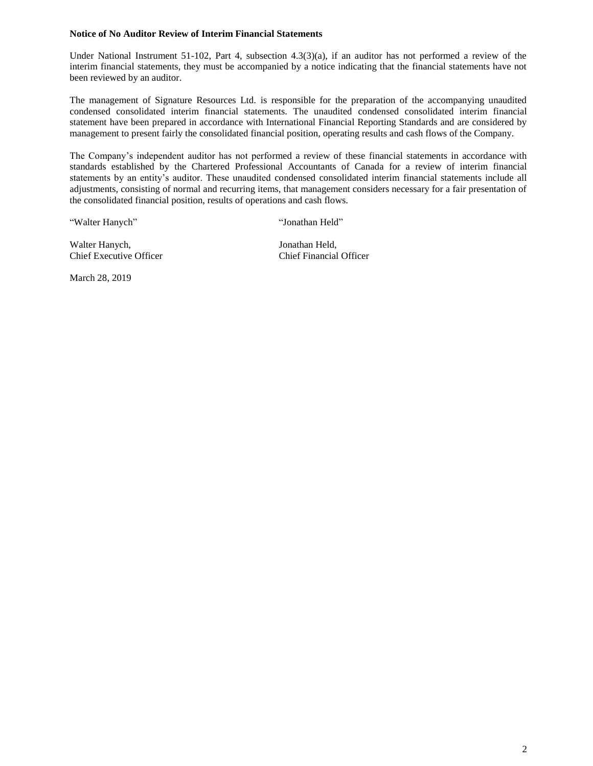**Notice of No Auditor Review of Interim Financial Statements**

Under National Instrument 51-102, Part 4, subsection 4.3(3)(a), if an auditor has not performed a review of the interim financial statements, they must be accompanied by a notice indicating that the financial statements have not been reviewed by an auditor.

The management of Signature Resources Ltd. is responsible for the preparation of the accompanying unaudited condensed consolidated interim financial statements. The unaudited condensed consolidated interim financial statement have been prepared in accordance with International Financial Reporting Standards and are considered by management to present fairly the consolidated financial position, operating results and cash flows of the Company.

The Company's independent auditor has not performed a review of these financial statements in accordance with standards established by the Chartered Professional Accountants of Canada for a review of interim financial statements by an entity's auditor. These unaudited condensed consolidated interim financial statements include all adjustments, consisting of normal and recurring items, that management considers necessary for a fair presentation of the consolidated financial position, results of operations and cash flows.

"Walter Hanych"

Walter Hanych,
Chief Executive Officer

"Jonathan Held"

Jonathan Held,
Chief Financial Officer

March 28, 2019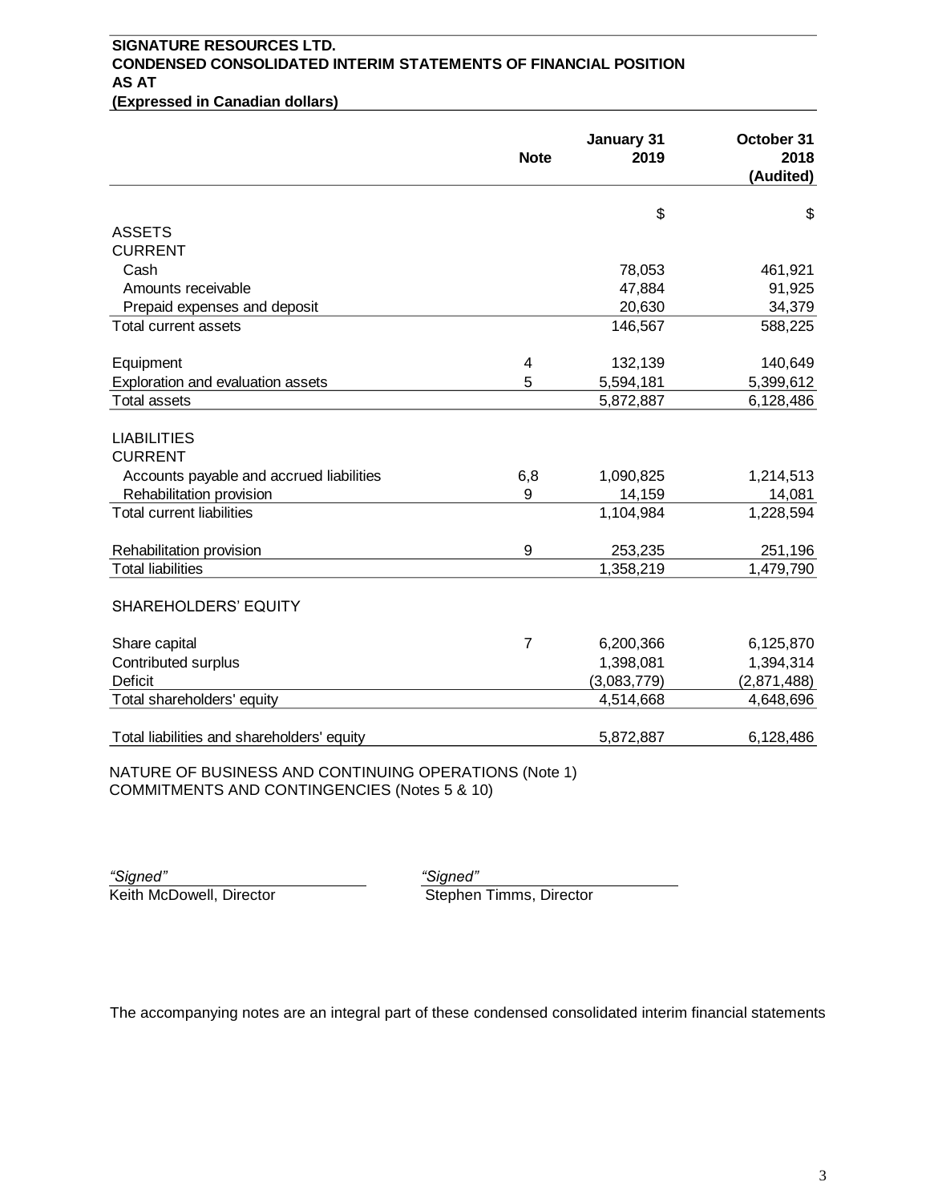**SIGNATURE RESOURCES LTD.**
**CONDENSED CONSOLIDATED INTERIM STATEMENTS OF FINANCIAL POSITION**
**AS AT**
**(Expressed in Canadian dollars)**

| | Note | January 31 2019 | October 31 2018 (Audited) |
|---|---|---|---|
| | | $ | $ |
| ASSETS | | | |
| CURRENT | | | |
| Cash | | 78,053 | 461,921 |
| Amounts receivable | | 47,884 | 91,925 |
| Prepaid expenses and deposit | | 20,630 | 34,379 |
| Total current assets | | 146,567 | 588,225 |
| | | | |
| Equipment | 4 | 132,139 | 140,649 |
| Exploration and evaluation assets | 5 | 5,594,181 | 5,399,612 |
| Total assets | | 5,872,887 | 6,128,486 |
| | | | |
| LIABILITIES | | | |
| CURRENT | | | |
| Accounts payable and accrued liabilities | 6,8 | 1,090,825 | 1,214,513 |
| Rehabilitation provision | 9 | 14,159 | 14,081 |
| Total current liabilities | | 1,104,984 | 1,228,594 |
| | | | |
| Rehabilitation provision | 9 | 253,235 | 251,196 |
| Total liabilities | | 1,358,219 | 1,479,790 |
| | | | |
| SHAREHOLDERS' EQUITY | | | |
| | | | |
| Share capital | 7 | 6,200,366 | 6,125,870 |
| Contributed surplus | | 1,398,081 | 1,394,314 |
| Deficit | | (3,083,779) | (2,871,488) |
| Total shareholders' equity | | 4,514,668 | 4,648,696 |
| | | | |
| Total liabilities and shareholders' equity | | 5,872,887 | 6,128,486 |

NATURE OF BUSINESS AND CONTINUING OPERATIONS (Note 1)
COMMITMENTS AND CONTINGENCIES (Notes 5 & 10)

*"Signed"*
Keith McDowell, Director

*"Signed"*
Stephen Timms, Director

The accompanying notes are an integral part of these condensed consolidated interim financial statements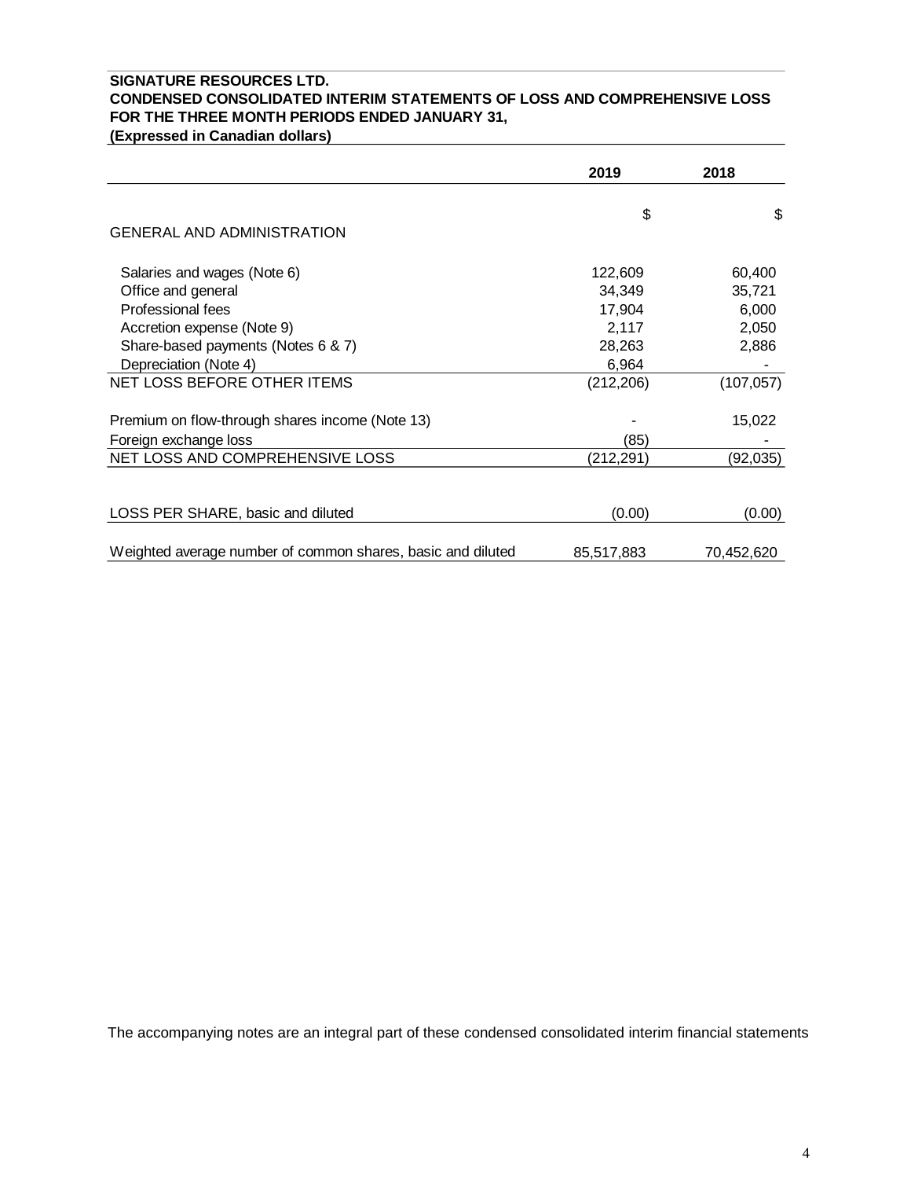**SIGNATURE RESOURCES LTD.**
**CONDENSED CONSOLIDATED INTERIM STATEMENTS OF LOSS AND COMPREHENSIVE LOSS**
**FOR THE THREE MONTH PERIODS ENDED JANUARY 31,**
**(Expressed in Canadian dollars)**

| | 2019 | 2018 |
|---|---|---|
| | $ | $ |
| GENERAL AND ADMINISTRATION | | |
| Salaries and wages (Note 6) | 122,609 | 60,400 |
| Office and general | 34,349 | 35,721 |
| Professional fees | 17,904 | 6,000 |
| Accretion expense (Note 9) | 2,117 | 2,050 |
| Share-based payments (Notes 6 & 7) | 28,263 | 2,886 |
| Depreciation (Note 4) | 6,964 | - |
| NET LOSS BEFORE OTHER ITEMS | (212,206) | (107,057) |
| Premium on flow-through shares income (Note 13) | - | 15,022 |
| Foreign exchange loss | (85) | - |
| NET LOSS AND COMPREHENSIVE LOSS | (212,291) | (92,035) |
| LOSS PER SHARE, basic and diluted | (0.00) | (0.00) |
| Weighted average number of common shares, basic and diluted | 85,517,883 | 70,452,620 |

The accompanying notes are an integral part of these condensed consolidated interim financial statements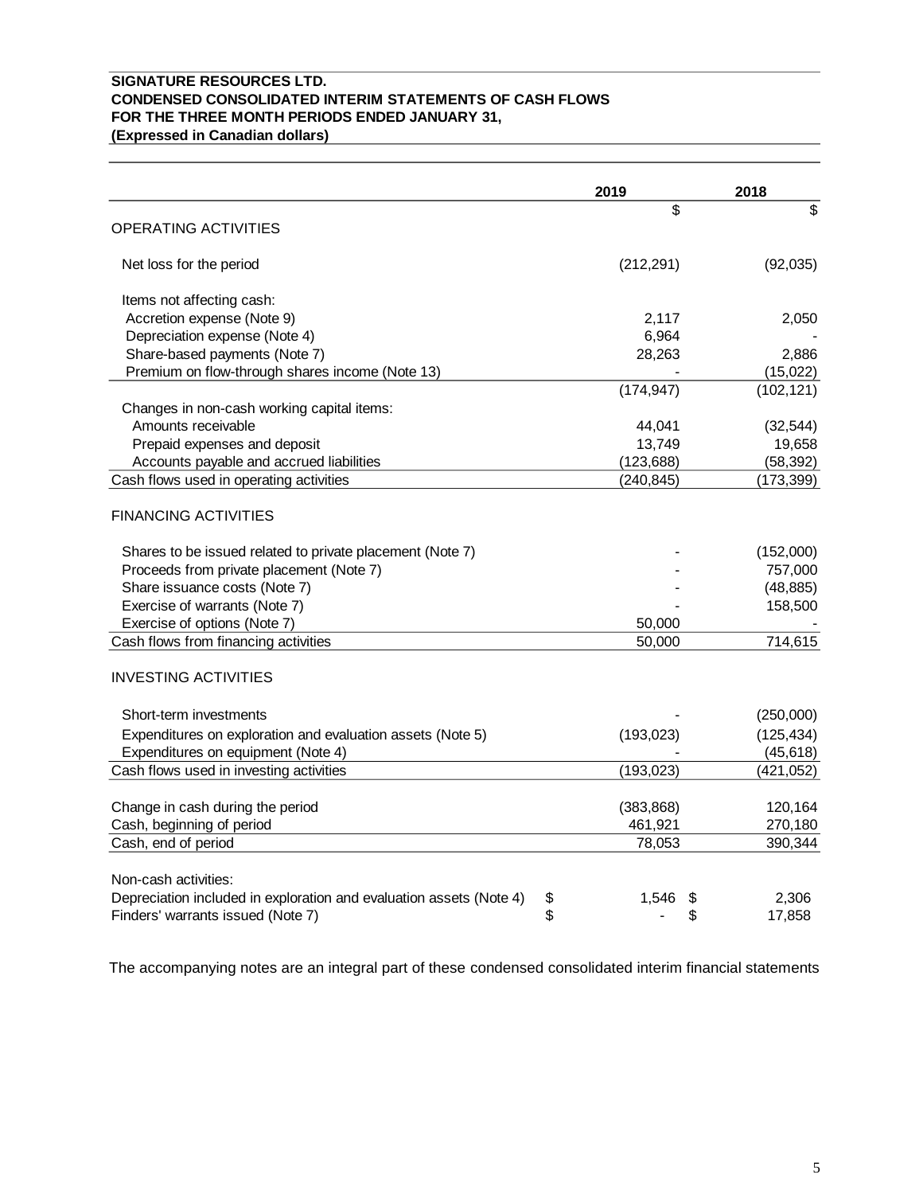**SIGNATURE RESOURCES LTD.**
**CONDENSED CONSOLIDATED INTERIM STATEMENTS OF CASH FLOWS**
**FOR THE THREE MONTH PERIODS ENDED JANUARY 31,**
**(Expressed in Canadian dollars)**

| | 2019 | 2018 |
|---|---|---|
| | $ | $ |
| OPERATING ACTIVITIES | | |
| Net loss for the period | (212,291) | (92,035) |
| Items not affecting cash: | | |
| Accretion expense (Note 9) | 2,117 | 2,050 |
| Depreciation expense (Note 4) | 6,964 | - |
| Share-based payments (Note 7) | 28,263 | 2,886 |
| Premium on flow-through shares income (Note 13) | - | (15,022) |
| | (174,947) | (102,121) |
| Changes in non-cash working capital items: | | |
| Amounts receivable | 44,041 | (32,544) |
| Prepaid expenses and deposit | 13,749 | 19,658 |
| Accounts payable and accrued liabilities | (123,688) | (58,392) |
| Cash flows used in operating activities | (240,845) | (173,399) |
| FINANCING ACTIVITIES | | |
| Shares to be issued related to private placement (Note 7) | - | (152,000) |
| Proceeds from private placement (Note 7) | - | 757,000 |
| Share issuance costs (Note 7) | - | (48,885) |
| Exercise of warrants (Note 7) | - | 158,500 |
| Exercise of options (Note 7) | 50,000 | - |
| Cash flows from financing activities | 50,000 | 714,615 |
| INVESTING ACTIVITIES | | |
| Short-term investments | - | (250,000) |
| Expenditures on exploration and evaluation assets (Note 5) | (193,023) | (125,434) |
| Expenditures on equipment (Note 4) | - | (45,618) |
| Cash flows used in investing activities | (193,023) | (421,052) |
| Change in cash during the period | (383,868) | 120,164 |
| Cash, beginning of period | 461,921 | 270,180 |
| Cash, end of period | 78,053 | 390,344 |
| Non-cash activities: | | |
| Depreciation included in exploration and evaluation assets (Note 4) | $ 1,546 | $ 2,306 |
| Finders' warrants issued (Note 7) | $ - | $ 17,858 |

The accompanying notes are an integral part of these condensed consolidated interim financial statements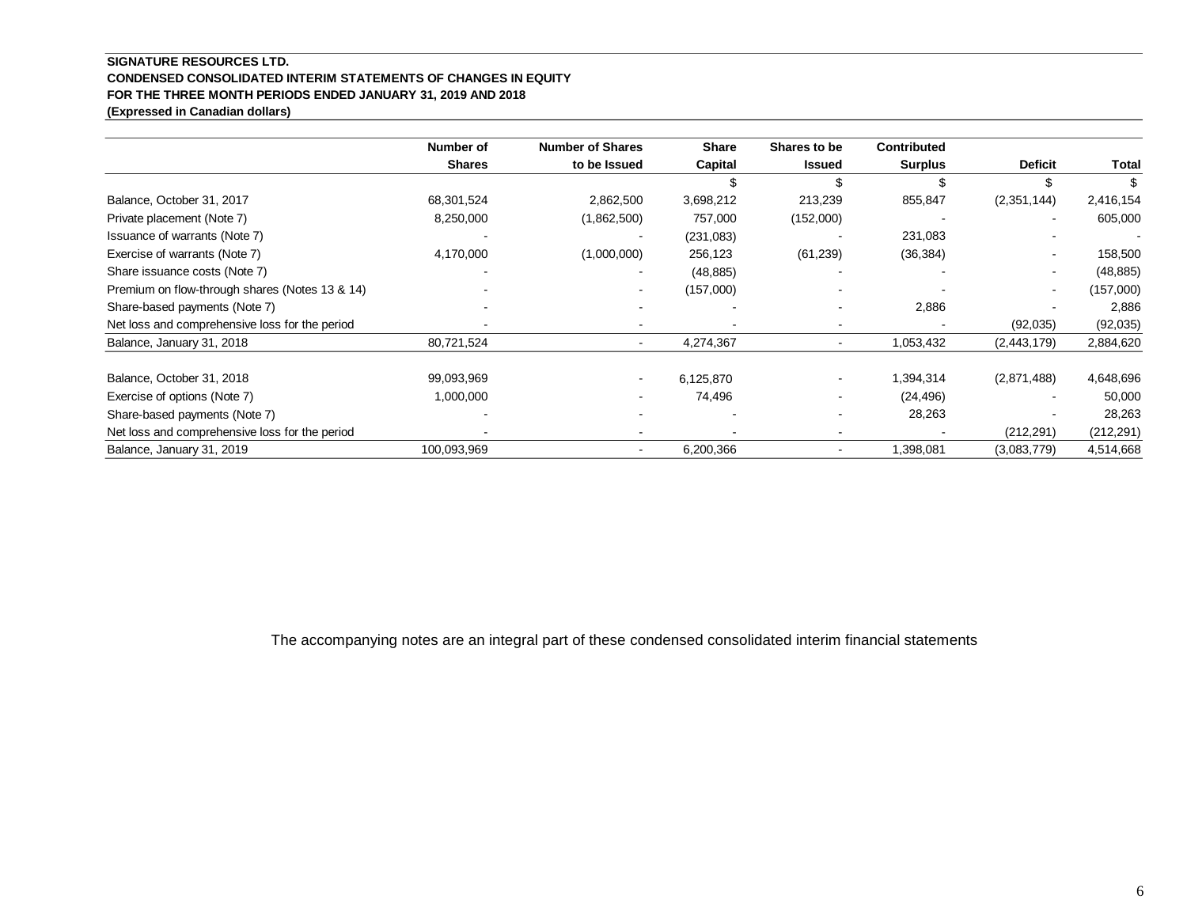**SIGNATURE RESOURCES LTD.**
**CONDENSED CONSOLIDATED INTERIM STATEMENTS OF CHANGES IN EQUITY**
**FOR THE THREE MONTH PERIODS ENDED JANUARY 31, 2019 AND 2018**
**(Expressed in Canadian dollars)**

| | Number of Shares | Number of Shares to be Issued | Share Capital | Shares to be Issued | Contributed Surplus | Deficit | Total |
|---|---|---|---|---|---|---|---|
| | | | $ | $ | $ | $ | $ |
| Balance, October 31, 2017 | 68,301,524 | 2,862,500 | 3,698,212 | 213,239 | 855,847 | (2,351,144) | 2,416,154 |
| Private placement (Note 7) | 8,250,000 | (1,862,500) | 757,000 | (152,000) | - | - | 605,000 |
| Issuance of warrants (Note 7) | - | - | (231,083) | - | 231,083 | - | - |
| Exercise of warrants (Note 7) | 4,170,000 | (1,000,000) | 256,123 | (61,239) | (36,384) | - | 158,500 |
| Share issuance costs (Note 7) | - | - | (48,885) | - | - | - | (48,885) |
| Premium on flow-through shares (Notes 13 & 14) | - | - | (157,000) | - | - | - | (157,000) |
| Share-based payments (Note 7) | - | - | - | - | 2,886 | - | 2,886 |
| Net loss and comprehensive loss for the period | - | - | - | - | - | (92,035) | (92,035) |
| Balance, January 31, 2018 | 80,721,524 | - | 4,274,367 | - | 1,053,432 | (2,443,179) | 2,884,620 |
| | | | | | | | |
| Balance, October 31, 2018 | 99,093,969 | - | 6,125,870 | - | 1,394,314 | (2,871,488) | 4,648,696 |
| Exercise of options (Note 7) | 1,000,000 | - | 74,496 | - | (24,496) | - | 50,000 |
| Share-based payments (Note 7) | - | - | - | - | 28,263 | - | 28,263 |
| Net loss and comprehensive loss for the period | - | - | - | - | - | (212,291) | (212,291) |
| Balance, January 31, 2019 | 100,093,969 | - | 6,200,366 | - | 1,398,081 | (3,083,779) | 4,514,668 |

The accompanying notes are an integral part of these condensed consolidated interim financial statements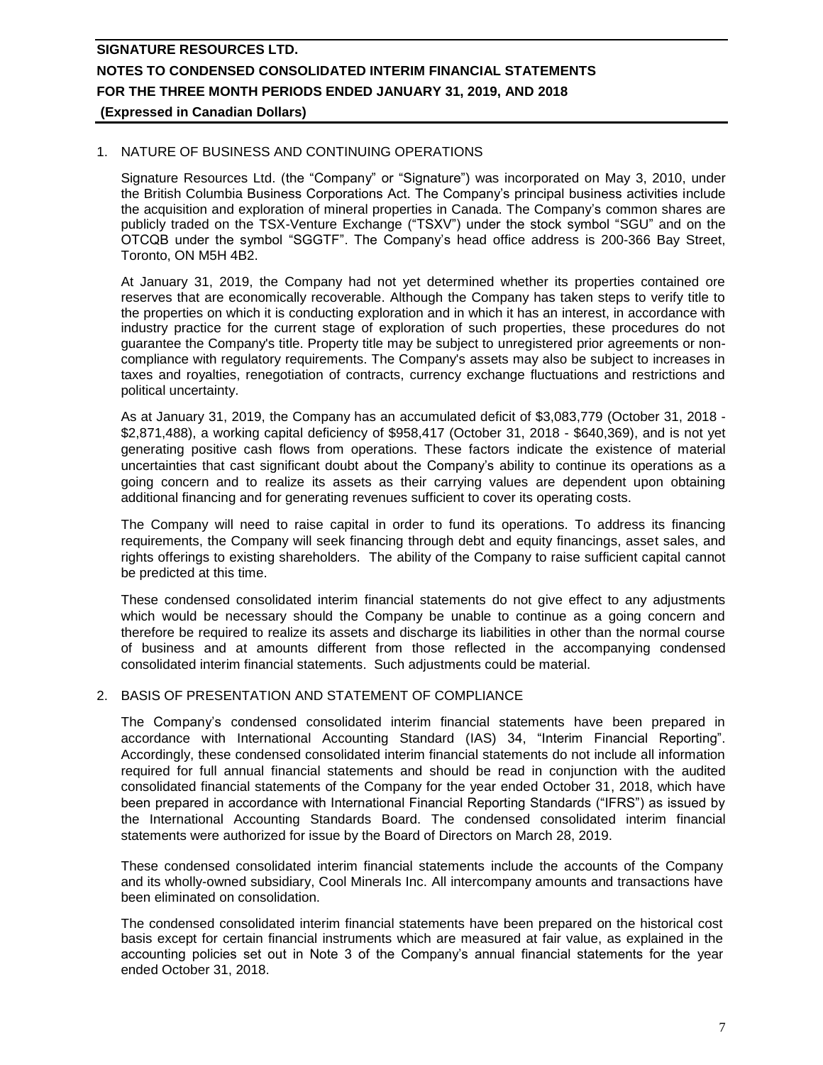## 1. NATURE OF BUSINESS AND CONTINUING OPERATIONS

Signature Resources Ltd. (the "Company" or "Signature") was incorporated on May 3, 2010, under the British Columbia Business Corporations Act. The Company's principal business activities include the acquisition and exploration of mineral properties in Canada. The Company's common shares are publicly traded on the TSX-Venture Exchange ("TSXV") under the stock symbol "SGU" and on the OTCQB under the symbol "SGGTF". The Company's head office address is 200-366 Bay Street, Toronto, ON M5H 4B2.

At January 31, 2019, the Company had not yet determined whether its properties contained ore reserves that are economically recoverable. Although the Company has taken steps to verify title to the properties on which it is conducting exploration and in which it has an interest, in accordance with industry practice for the current stage of exploration of such properties, these procedures do not guarantee the Company's title. Property title may be subject to unregistered prior agreements or non-compliance with regulatory requirements. The Company's assets may also be subject to increases in taxes and royalties, renegotiation of contracts, currency exchange fluctuations and restrictions and political uncertainty.

As at January 31, 2019, the Company has an accumulated deficit of $3,083,779 (October 31, 2018 - $2,871,488), a working capital deficiency of $958,417 (October 31, 2018 - $640,369), and is not yet generating positive cash flows from operations. These factors indicate the existence of material uncertainties that cast significant doubt about the Company's ability to continue its operations as a going concern and to realize its assets as their carrying values are dependent upon obtaining additional financing and for generating revenues sufficient to cover its operating costs.

The Company will need to raise capital in order to fund its operations. To address its financing requirements, the Company will seek financing through debt and equity financings, asset sales, and rights offerings to existing shareholders. The ability of the Company to raise sufficient capital cannot be predicted at this time.

These condensed consolidated interim financial statements do not give effect to any adjustments which would be necessary should the Company be unable to continue as a going concern and therefore be required to realize its assets and discharge its liabilities in other than the normal course of business and at amounts different from those reflected in the accompanying condensed consolidated interim financial statements. Such adjustments could be material.

## 2. BASIS OF PRESENTATION AND STATEMENT OF COMPLIANCE

The Company's condensed consolidated interim financial statements have been prepared in accordance with International Accounting Standard (IAS) 34, "Interim Financial Reporting". Accordingly, these condensed consolidated interim financial statements do not include all information required for full annual financial statements and should be read in conjunction with the audited consolidated financial statements of the Company for the year ended October 31, 2018, which have been prepared in accordance with International Financial Reporting Standards ("IFRS") as issued by the International Accounting Standards Board. The condensed consolidated interim financial statements were authorized for issue by the Board of Directors on March 28, 2019.

These condensed consolidated interim financial statements include the accounts of the Company and its wholly-owned subsidiary, Cool Minerals Inc. All intercompany amounts and transactions have been eliminated on consolidation.

The condensed consolidated interim financial statements have been prepared on the historical cost basis except for certain financial instruments which are measured at fair value, as explained in the accounting policies set out in Note 3 of the Company's annual financial statements for the year ended October 31, 2018.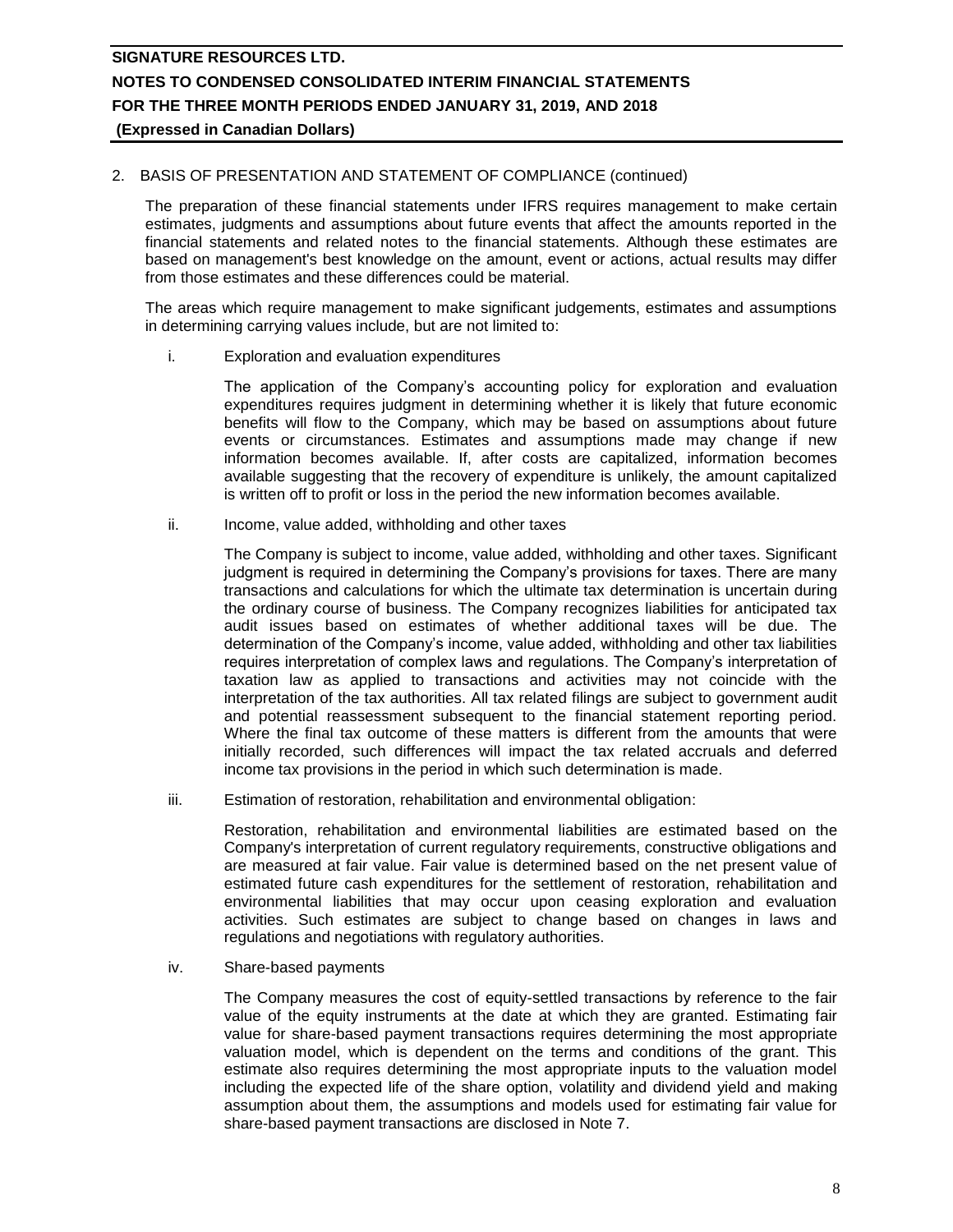## 2. BASIS OF PRESENTATION AND STATEMENT OF COMPLIANCE (continued)

The preparation of these financial statements under IFRS requires management to make certain estimates, judgments and assumptions about future events that affect the amounts reported in the financial statements and related notes to the financial statements. Although these estimates are based on management's best knowledge on the amount, event or actions, actual results may differ from those estimates and these differences could be material.

The areas which require management to make significant judgements, estimates and assumptions in determining carrying values include, but are not limited to:

i. Exploration and evaluation expenditures

The application of the Company's accounting policy for exploration and evaluation expenditures requires judgment in determining whether it is likely that future economic benefits will flow to the Company, which may be based on assumptions about future events or circumstances. Estimates and assumptions made may change if new information becomes available. If, after costs are capitalized, information becomes available suggesting that the recovery of expenditure is unlikely, the amount capitalized is written off to profit or loss in the period the new information becomes available.

ii. Income, value added, withholding and other taxes

The Company is subject to income, value added, withholding and other taxes. Significant judgment is required in determining the Company's provisions for taxes. There are many transactions and calculations for which the ultimate tax determination is uncertain during the ordinary course of business. The Company recognizes liabilities for anticipated tax audit issues based on estimates of whether additional taxes will be due. The determination of the Company's income, value added, withholding and other tax liabilities requires interpretation of complex laws and regulations. The Company's interpretation of taxation law as applied to transactions and activities may not coincide with the interpretation of the tax authorities. All tax related filings are subject to government audit and potential reassessment subsequent to the financial statement reporting period. Where the final tax outcome of these matters is different from the amounts that were initially recorded, such differences will impact the tax related accruals and deferred income tax provisions in the period in which such determination is made.

iii. Estimation of restoration, rehabilitation and environmental obligation:

Restoration, rehabilitation and environmental liabilities are estimated based on the Company's interpretation of current regulatory requirements, constructive obligations and are measured at fair value. Fair value is determined based on the net present value of estimated future cash expenditures for the settlement of restoration, rehabilitation and environmental liabilities that may occur upon ceasing exploration and evaluation activities. Such estimates are subject to change based on changes in laws and regulations and negotiations with regulatory authorities.

iv. Share-based payments

The Company measures the cost of equity-settled transactions by reference to the fair value of the equity instruments at the date at which they are granted. Estimating fair value for share-based payment transactions requires determining the most appropriate valuation model, which is dependent on the terms and conditions of the grant. This estimate also requires determining the most appropriate inputs to the valuation model including the expected life of the share option, volatility and dividend yield and making assumption about them, the assumptions and models used for estimating fair value for share-based payment transactions are disclosed in Note 7.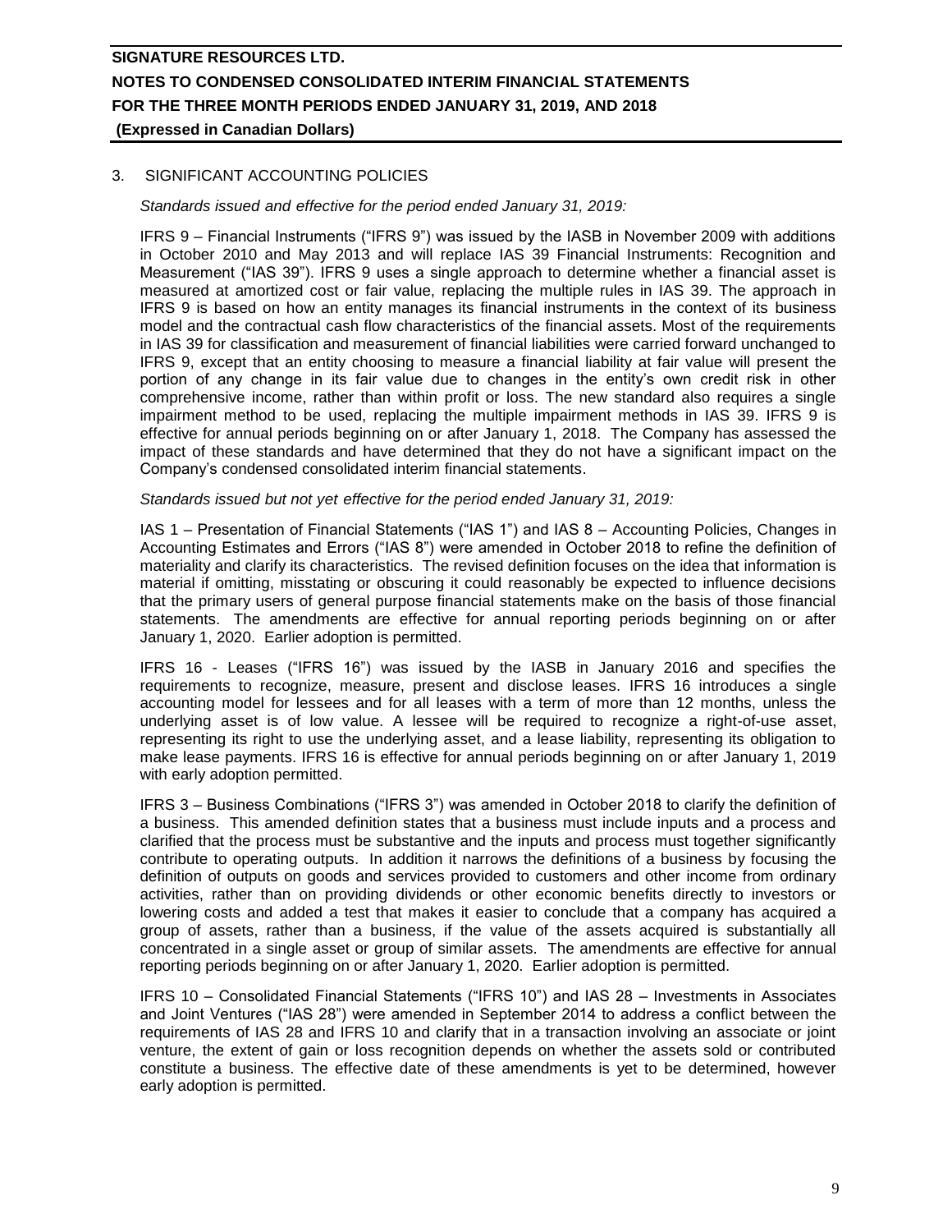## 3. SIGNIFICANT ACCOUNTING POLICIES

*Standards issued and effective for the period ended January 31, 2019:*

IFRS 9 – Financial Instruments ("IFRS 9") was issued by the IASB in November 2009 with additions in October 2010 and May 2013 and will replace IAS 39 Financial Instruments: Recognition and Measurement ("IAS 39"). IFRS 9 uses a single approach to determine whether a financial asset is measured at amortized cost or fair value, replacing the multiple rules in IAS 39. The approach in IFRS 9 is based on how an entity manages its financial instruments in the context of its business model and the contractual cash flow characteristics of the financial assets. Most of the requirements in IAS 39 for classification and measurement of financial liabilities were carried forward unchanged to IFRS 9, except that an entity choosing to measure a financial liability at fair value will present the portion of any change in its fair value due to changes in the entity's own credit risk in other comprehensive income, rather than within profit or loss. The new standard also requires a single impairment method to be used, replacing the multiple impairment methods in IAS 39. IFRS 9 is effective for annual periods beginning on or after January 1, 2018. The Company has assessed the impact of these standards and have determined that they do not have a significant impact on the Company's condensed consolidated interim financial statements.

*Standards issued but not yet effective for the period ended January 31, 2019:*

IAS 1 – Presentation of Financial Statements ("IAS 1") and IAS 8 – Accounting Policies, Changes in Accounting Estimates and Errors ("IAS 8") were amended in October 2018 to refine the definition of materiality and clarify its characteristics. The revised definition focuses on the idea that information is material if omitting, misstating or obscuring it could reasonably be expected to influence decisions that the primary users of general purpose financial statements make on the basis of those financial statements. The amendments are effective for annual reporting periods beginning on or after January 1, 2020. Earlier adoption is permitted.

IFRS 16 - Leases ("IFRS 16") was issued by the IASB in January 2016 and specifies the requirements to recognize, measure, present and disclose leases. IFRS 16 introduces a single accounting model for lessees and for all leases with a term of more than 12 months, unless the underlying asset is of low value. A lessee will be required to recognize a right-of-use asset, representing its right to use the underlying asset, and a lease liability, representing its obligation to make lease payments. IFRS 16 is effective for annual periods beginning on or after January 1, 2019 with early adoption permitted.

IFRS 3 – Business Combinations ("IFRS 3") was amended in October 2018 to clarify the definition of a business. This amended definition states that a business must include inputs and a process and clarified that the process must be substantive and the inputs and process must together significantly contribute to operating outputs. In addition it narrows the definitions of a business by focusing the definition of outputs on goods and services provided to customers and other income from ordinary activities, rather than on providing dividends or other economic benefits directly to investors or lowering costs and added a test that makes it easier to conclude that a company has acquired a group of assets, rather than a business, if the value of the assets acquired is substantially all concentrated in a single asset or group of similar assets. The amendments are effective for annual reporting periods beginning on or after January 1, 2020. Earlier adoption is permitted.

IFRS 10 – Consolidated Financial Statements ("IFRS 10") and IAS 28 – Investments in Associates and Joint Ventures ("IAS 28") were amended in September 2014 to address a conflict between the requirements of IAS 28 and IFRS 10 and clarify that in a transaction involving an associate or joint venture, the extent of gain or loss recognition depends on whether the assets sold or contributed constitute a business. The effective date of these amendments is yet to be determined, however early adoption is permitted.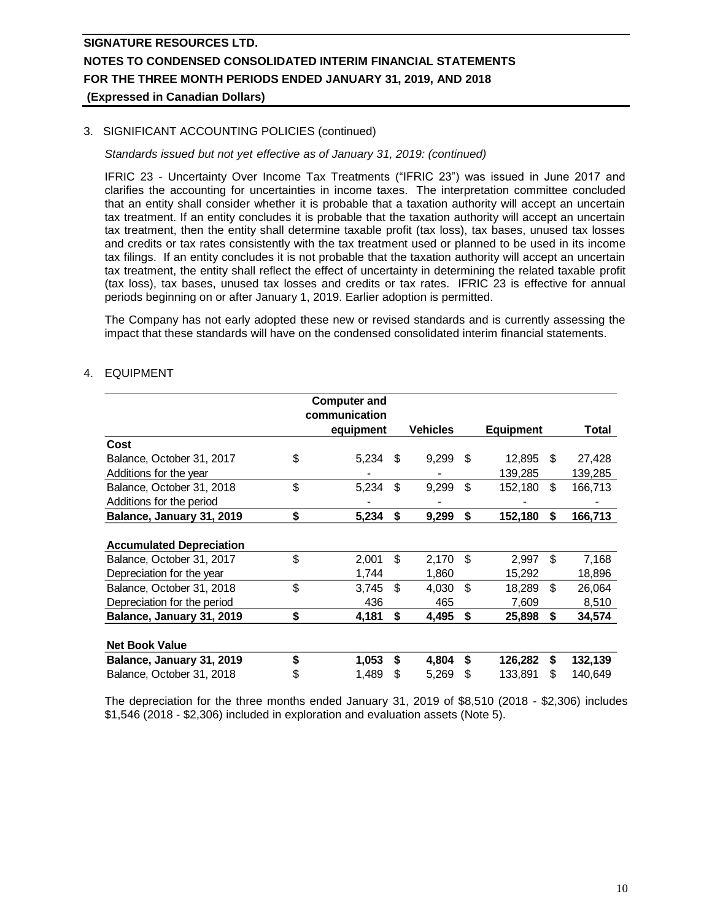## 3. SIGNIFICANT ACCOUNTING POLICIES (continued)

*Standards issued but not yet effective as of January 31, 2019: (continued)*

IFRIC 23 - Uncertainty Over Income Tax Treatments ("IFRIC 23") was issued in June 2017 and clarifies the accounting for uncertainties in income taxes. The interpretation committee concluded that an entity shall consider whether it is probable that a taxation authority will accept an uncertain tax treatment. If an entity concludes it is probable that the taxation authority will accept an uncertain tax treatment, then the entity shall determine taxable profit (tax loss), tax bases, unused tax losses and credits or tax rates consistently with the tax treatment used or planned to be used in its income tax filings. If an entity concludes it is not probable that the taxation authority will accept an uncertain tax treatment, the entity shall reflect the effect of uncertainty in determining the related taxable profit (tax loss), tax bases, unused tax losses and credits or tax rates. IFRIC 23 is effective for annual periods beginning on or after January 1, 2019. Earlier adoption is permitted.

The Company has not early adopted these new or revised standards and is currently assessing the impact that these standards will have on the condensed consolidated interim financial statements.

## 4. EQUIPMENT

| | Computer and communication equipment | Vehicles | Equipment | Total |
|---|---|---|---|---|
| **Cost** | | | | |
| Balance, October 31, 2017 | $ 5,234 | $ 9,299 | $ 12,895 | $ 27,428 |
| Additions for the year | - | - | 139,285 | 139,285 |
| Balance, October 31, 2018 | $ 5,234 | $ 9,299 | $ 152,180 | $ 166,713 |
| Additions for the period | - | - | - | - |
| **Balance, January 31, 2019** | **$ 5,234** | **$ 9,299** | **$ 152,180** | **$ 166,713** |
| | | | | |
| **Accumulated Depreciation** | | | | |
| Balance, October 31, 2017 | $ 2,001 | $ 2,170 | $ 2,997 | $ 7,168 |
| Depreciation for the year | 1,744 | 1,860 | 15,292 | 18,896 |
| Balance, October 31, 2018 | $ 3,745 | $ 4,030 | $ 18,289 | $ 26,064 |
| Depreciation for the period | 436 | 465 | 7,609 | 8,510 |
| **Balance, January 31, 2019** | **$ 4,181** | **$ 4,495** | **$ 25,898** | **$ 34,574** |
| | | | | |
| **Net Book Value** | | | | |
| **Balance, January 31, 2019** | **$ 1,053** | **$ 4,804** | **$ 126,282** | **$ 132,139** |
| Balance, October 31, 2018 | $ 1,489 | $ 5,269 | $ 133,891 | $ 140,649 |

The depreciation for the three months ended January 31, 2019 of $8,510 (2018 - $2,306) includes $1,546 (2018 - $2,306) included in exploration and evaluation assets (Note 5).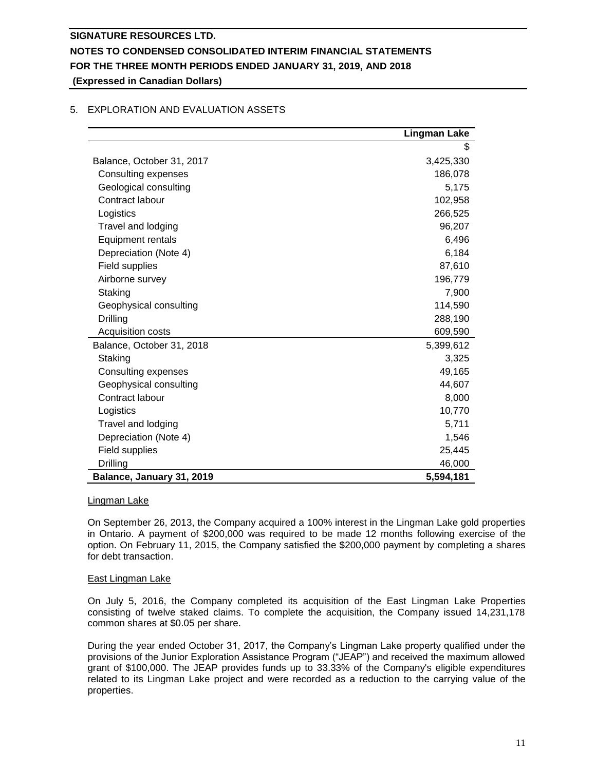## 5. EXPLORATION AND EVALUATION ASSETS

| | Lingman Lake |
|---|---|
| | $ |
| Balance, October 31, 2017 | 3,425,330 |
| Consulting expenses | 186,078 |
| Geological consulting | 5,175 |
| Contract labour | 102,958 |
| Logistics | 266,525 |
| Travel and lodging | 96,207 |
| Equipment rentals | 6,496 |
| Depreciation (Note 4) | 6,184 |
| Field supplies | 87,610 |
| Airborne survey | 196,779 |
| Staking | 7,900 |
| Geophysical consulting | 114,590 |
| Drilling | 288,190 |
| Acquisition costs | 609,590 |
| Balance, October 31, 2018 | 5,399,612 |
| Staking | 3,325 |
| Consulting expenses | 49,165 |
| Geophysical consulting | 44,607 |
| Contract labour | 8,000 |
| Logistics | 10,770 |
| Travel and lodging | 5,711 |
| Depreciation (Note 4) | 1,546 |
| Field supplies | 25,445 |
| Drilling | 46,000 |
| **Balance, January 31, 2019** | **5,594,181** |

### Lingman Lake

On September 26, 2013, the Company acquired a 100% interest in the Lingman Lake gold properties in Ontario. A payment of $200,000 was required to be made 12 months following exercise of the option. On February 11, 2015, the Company satisfied the $200,000 payment by completing a shares for debt transaction.

### East Lingman Lake

On July 5, 2016, the Company completed its acquisition of the East Lingman Lake Properties consisting of twelve staked claims. To complete the acquisition, the Company issued 14,231,178 common shares at $0.05 per share.

During the year ended October 31, 2017, the Company's Lingman Lake property qualified under the provisions of the Junior Exploration Assistance Program ("JEAP") and received the maximum allowed grant of $100,000. The JEAP provides funds up to 33.33% of the Company's eligible expenditures related to its Lingman Lake project and were recorded as a reduction to the carrying value of the properties.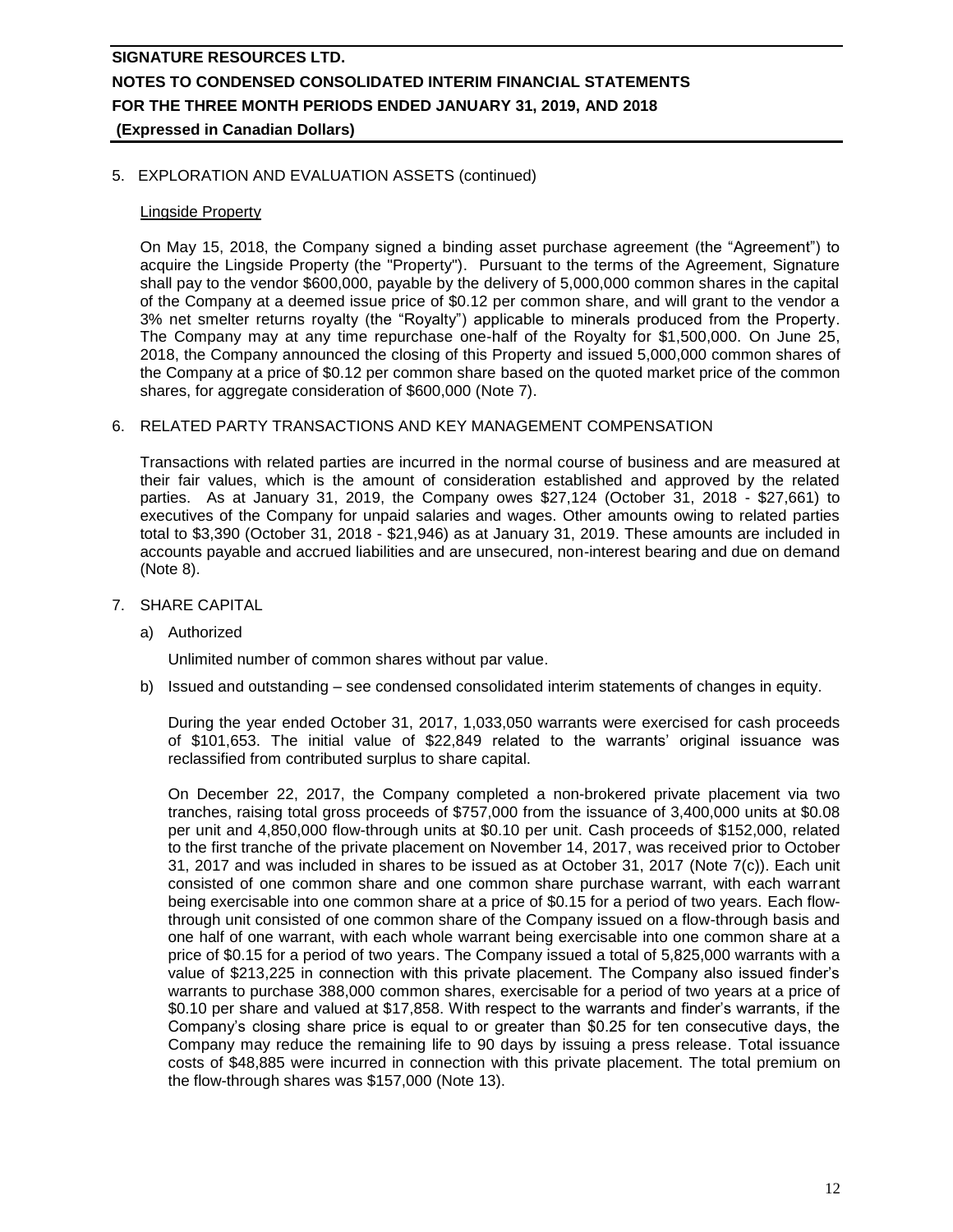## 5. EXPLORATION AND EVALUATION ASSETS (continued)

### Lingside Property

On May 15, 2018, the Company signed a binding asset purchase agreement (the "Agreement") to acquire the Lingside Property (the "Property"). Pursuant to the terms of the Agreement, Signature shall pay to the vendor $600,000, payable by the delivery of 5,000,000 common shares in the capital of the Company at a deemed issue price of $0.12 per common share, and will grant to the vendor a 3% net smelter returns royalty (the "Royalty") applicable to minerals produced from the Property. The Company may at any time repurchase one-half of the Royalty for $1,500,000. On June 25, 2018, the Company announced the closing of this Property and issued 5,000,000 common shares of the Company at a price of $0.12 per common share based on the quoted market price of the common shares, for aggregate consideration of $600,000 (Note 7).

## 6. RELATED PARTY TRANSACTIONS AND KEY MANAGEMENT COMPENSATION

Transactions with related parties are incurred in the normal course of business and are measured at their fair values, which is the amount of consideration established and approved by the related parties. As at January 31, 2019, the Company owes $27,124 (October 31, 2018 - $27,661) to executives of the Company for unpaid salaries and wages. Other amounts owing to related parties total to $3,390 (October 31, 2018 - $21,946) as at January 31, 2019. These amounts are included in accounts payable and accrued liabilities and are unsecured, non-interest bearing and due on demand (Note 8).

## 7. SHARE CAPITAL

a) Authorized

Unlimited number of common shares without par value.

b) Issued and outstanding – see condensed consolidated interim statements of changes in equity.

During the year ended October 31, 2017, 1,033,050 warrants were exercised for cash proceeds of $101,653. The initial value of $22,849 related to the warrants' original issuance was reclassified from contributed surplus to share capital.

On December 22, 2017, the Company completed a non-brokered private placement via two tranches, raising total gross proceeds of $757,000 from the issuance of 3,400,000 units at $0.08 per unit and 4,850,000 flow-through units at $0.10 per unit. Cash proceeds of $152,000, related to the first tranche of the private placement on November 14, 2017, was received prior to October 31, 2017 and was included in shares to be issued as at October 31, 2017 (Note 7(c)). Each unit consisted of one common share and one common share purchase warrant, with each warrant being exercisable into one common share at a price of $0.15 for a period of two years. Each flow-through unit consisted of one common share of the Company issued on a flow-through basis and one half of one warrant, with each whole warrant being exercisable into one common share at a price of $0.15 for a period of two years. The Company issued a total of 5,825,000 warrants with a value of $213,225 in connection with this private placement. The Company also issued finder's warrants to purchase 388,000 common shares, exercisable for a period of two years at a price of $0.10 per share and valued at $17,858. With respect to the warrants and finder's warrants, if the Company's closing share price is equal to or greater than $0.25 for ten consecutive days, the Company may reduce the remaining life to 90 days by issuing a press release. Total issuance costs of $48,885 were incurred in connection with this private placement. The total premium on the flow-through shares was $157,000 (Note 13).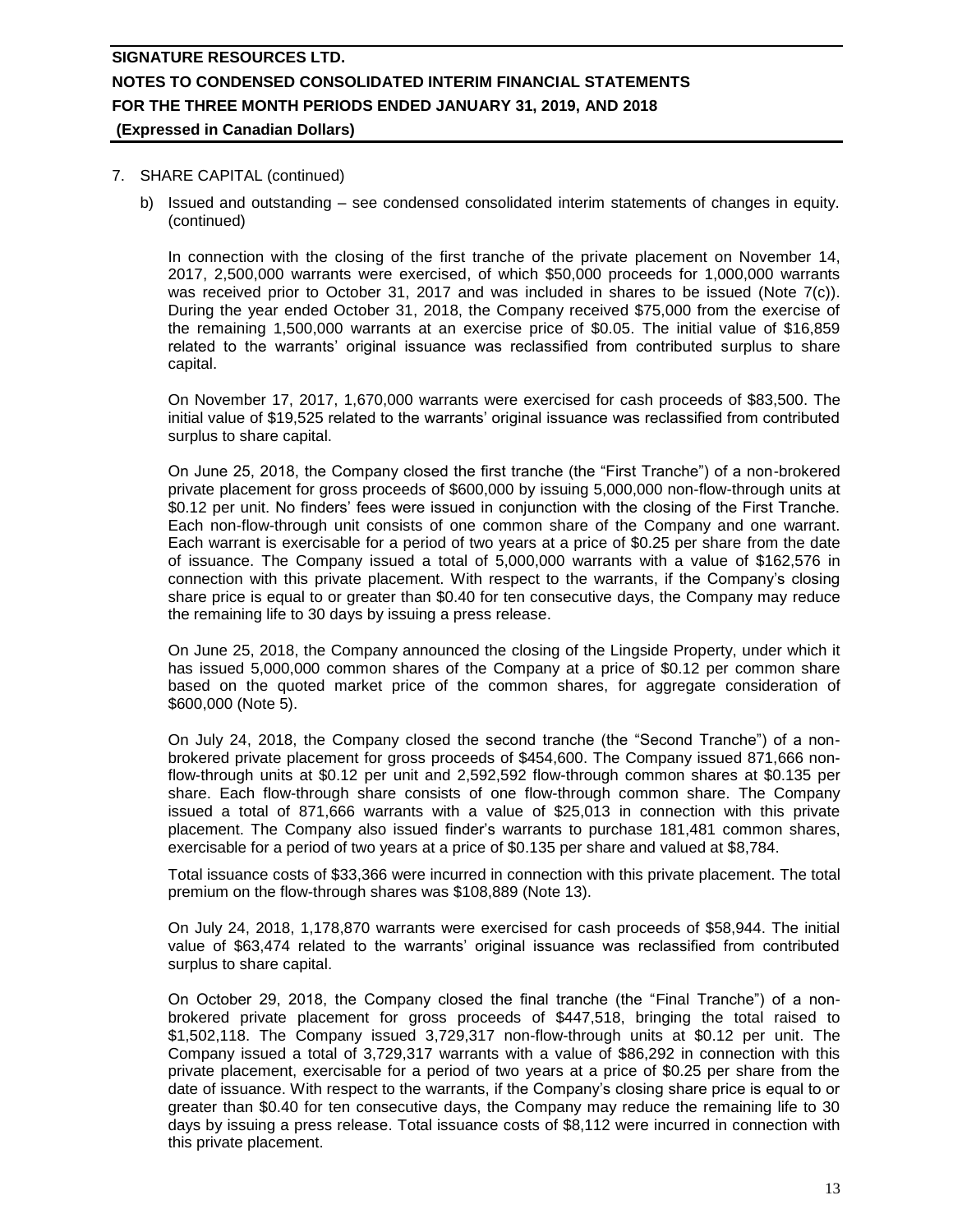7. SHARE CAPITAL (continued)

   b) Issued and outstanding – see condensed consolidated interim statements of changes in equity. (continued)

   In connection with the closing of the first tranche of the private placement on November 14, 2017, 2,500,000 warrants were exercised, of which $50,000 proceeds for 1,000,000 warrants was received prior to October 31, 2017 and was included in shares to be issued (Note 7(c)). During the year ended October 31, 2018, the Company received $75,000 from the exercise of the remaining 1,500,000 warrants at an exercise price of $0.05. The initial value of $16,859 related to the warrants' original issuance was reclassified from contributed surplus to share capital.

   On November 17, 2017, 1,670,000 warrants were exercised for cash proceeds of $83,500. The initial value of $19,525 related to the warrants' original issuance was reclassified from contributed surplus to share capital.

   On June 25, 2018, the Company closed the first tranche (the "First Tranche") of a non-brokered private placement for gross proceeds of $600,000 by issuing 5,000,000 non-flow-through units at $0.12 per unit. No finders' fees were issued in conjunction with the closing of the First Tranche. Each non-flow-through unit consists of one common share of the Company and one warrant. Each warrant is exercisable for a period of two years at a price of $0.25 per share from the date of issuance. The Company issued a total of 5,000,000 warrants with a value of $162,576 in connection with this private placement. With respect to the warrants, if the Company's closing share price is equal to or greater than $0.40 for ten consecutive days, the Company may reduce the remaining life to 30 days by issuing a press release.

   On June 25, 2018, the Company announced the closing of the Lingside Property, under which it has issued 5,000,000 common shares of the Company at a price of $0.12 per common share based on the quoted market price of the common shares, for aggregate consideration of $600,000 (Note 5).

   On July 24, 2018, the Company closed the second tranche (the "Second Tranche") of a non-brokered private placement for gross proceeds of $454,600. The Company issued 871,666 non-flow-through units at $0.12 per unit and 2,592,592 flow-through common shares at $0.135 per share. Each flow-through share consists of one flow-through common share. The Company issued a total of 871,666 warrants with a value of $25,013 in connection with this private placement. The Company also issued finder's warrants to purchase 181,481 common shares, exercisable for a period of two years at a price of $0.135 per share and valued at $8,784.

   Total issuance costs of $33,366 were incurred in connection with this private placement. The total premium on the flow-through shares was $108,889 (Note 13).

   On July 24, 2018, 1,178,870 warrants were exercised for cash proceeds of $58,944. The initial value of $63,474 related to the warrants' original issuance was reclassified from contributed surplus to share capital.

   On October 29, 2018, the Company closed the final tranche (the "Final Tranche") of a non-brokered private placement for gross proceeds of $447,518, bringing the total raised to $1,502,118. The Company issued 3,729,317 non-flow-through units at $0.12 per unit. The Company issued a total of 3,729,317 warrants with a value of $86,292 in connection with this private placement, exercisable for a period of two years at a price of $0.25 per share from the date of issuance. With respect to the warrants, if the Company's closing share price is equal to or greater than $0.40 for ten consecutive days, the Company may reduce the remaining life to 30 days by issuing a press release. Total issuance costs of $8,112 were incurred in connection with this private placement.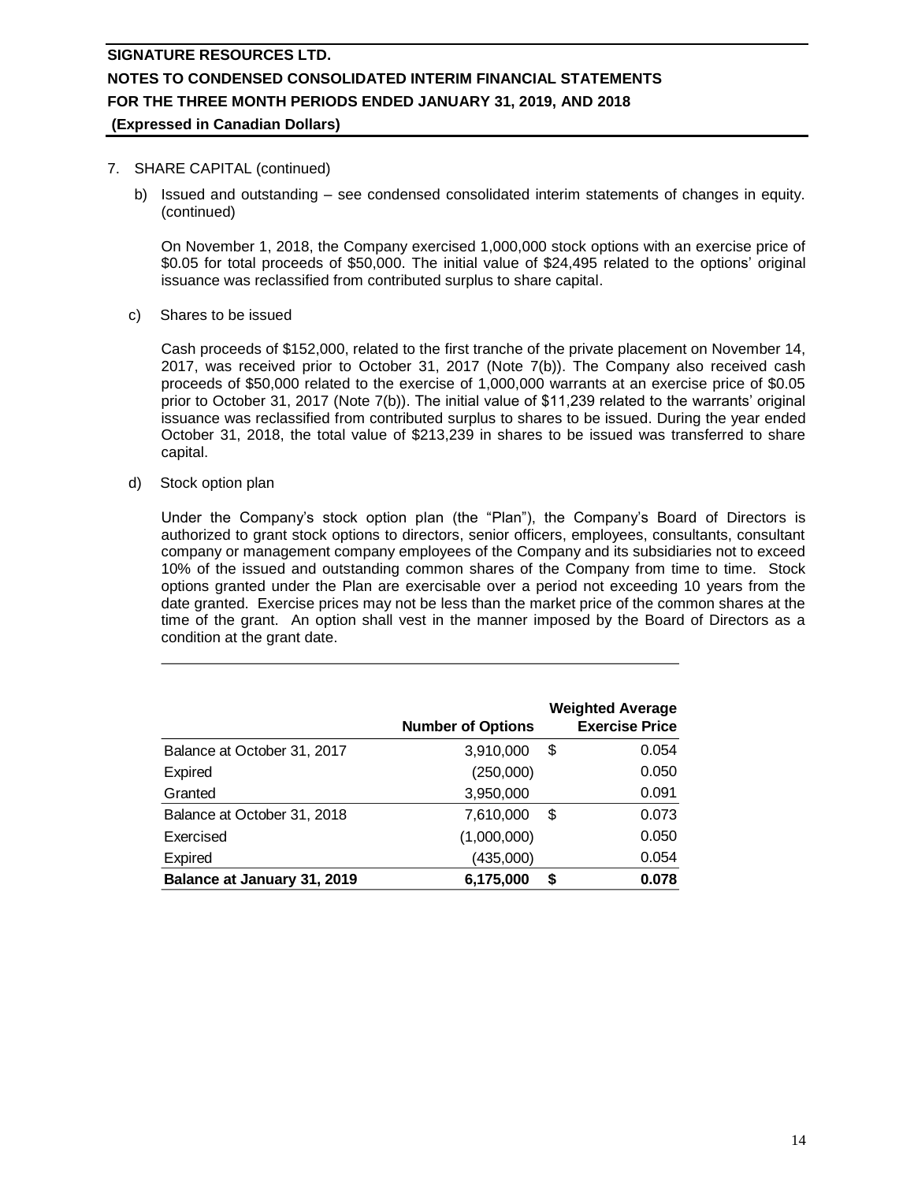7. SHARE CAPITAL (continued)

   b) Issued and outstanding – see condensed consolidated interim statements of changes in equity. (continued)

      On November 1, 2018, the Company exercised 1,000,000 stock options with an exercise price of $0.05 for total proceeds of $50,000. The initial value of $24,495 related to the options' original issuance was reclassified from contributed surplus to share capital.

   c) Shares to be issued

      Cash proceeds of $152,000, related to the first tranche of the private placement on November 14, 2017, was received prior to October 31, 2017 (Note 7(b)). The Company also received cash proceeds of $50,000 related to the exercise of 1,000,000 warrants at an exercise price of $0.05 prior to October 31, 2017 (Note 7(b)). The initial value of $11,239 related to the warrants' original issuance was reclassified from contributed surplus to shares to be issued. During the year ended October 31, 2018, the total value of $213,239 in shares to be issued was transferred to share capital.

   d) Stock option plan

      Under the Company's stock option plan (the "Plan"), the Company's Board of Directors is authorized to grant stock options to directors, senior officers, employees, consultants, consultant company or management company employees of the Company and its subsidiaries not to exceed 10% of the issued and outstanding common shares of the Company from time to time. Stock options granted under the Plan are exercisable over a period not exceeding 10 years from the date granted. Exercise prices may not be less than the market price of the common shares at the time of the grant. An option shall vest in the manner imposed by the Board of Directors as a condition at the grant date.

| | Number of Options | Weighted Average Exercise Price |
|---|---|---|
| Balance at October 31, 2017 | 3,910,000 | $ 0.054 |
| Expired | (250,000) | 0.050 |
| Granted | 3,950,000 | 0.091 |
| Balance at October 31, 2018 | 7,610,000 | $ 0.073 |
| Exercised | (1,000,000) | 0.050 |
| Expired | (435,000) | 0.054 |
| **Balance at January 31, 2019** | **6,175,000** | **$ 0.078** |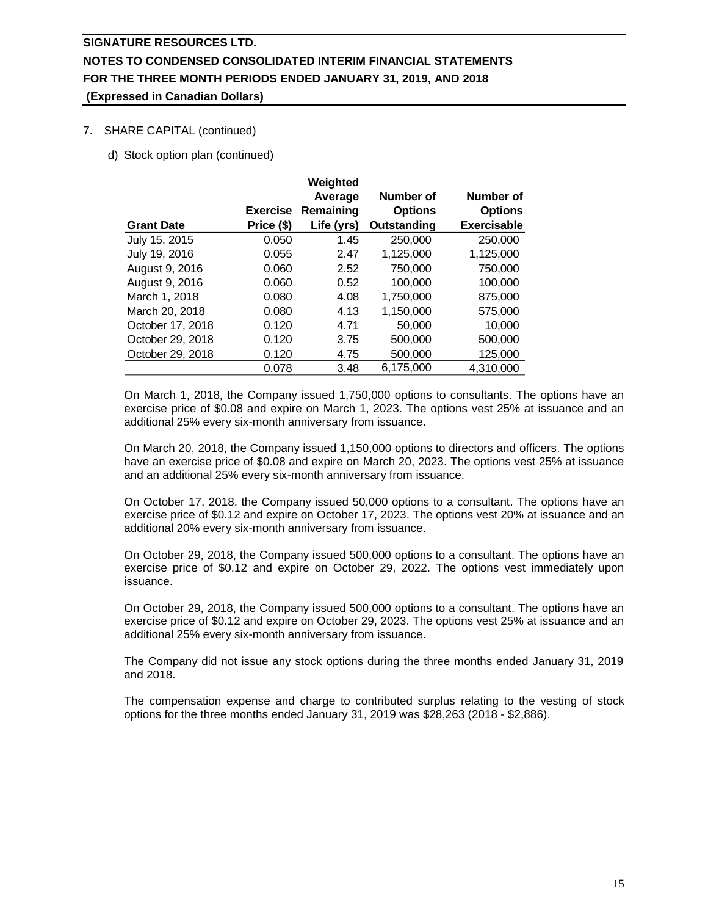7. SHARE CAPITAL (continued)

d) Stock option plan (continued)

| Grant Date | Exercise Price ($) | Weighted Average Remaining Life (yrs) | Number of Options Outstanding | Number of Options Exercisable |
|---|---|---|---|---|
| July 15, 2015 | 0.050 | 1.45 | 250,000 | 250,000 |
| July 19, 2016 | 0.055 | 2.47 | 1,125,000 | 1,125,000 |
| August 9, 2016 | 0.060 | 2.52 | 750,000 | 750,000 |
| August 9, 2016 | 0.060 | 0.52 | 100,000 | 100,000 |
| March 1, 2018 | 0.080 | 4.08 | 1,750,000 | 875,000 |
| March 20, 2018 | 0.080 | 4.13 | 1,150,000 | 575,000 |
| October 17, 2018 | 0.120 | 4.71 | 50,000 | 10,000 |
| October 29, 2018 | 0.120 | 3.75 | 500,000 | 500,000 |
| October 29, 2018 | 0.120 | 4.75 | 500,000 | 125,000 |
| | 0.078 | 3.48 | 6,175,000 | 4,310,000 |

On March 1, 2018, the Company issued 1,750,000 options to consultants. The options have an exercise price of $0.08 and expire on March 1, 2023. The options vest 25% at issuance and an additional 25% every six-month anniversary from issuance.

On March 20, 2018, the Company issued 1,150,000 options to directors and officers. The options have an exercise price of $0.08 and expire on March 20, 2023. The options vest 25% at issuance and an additional 25% every six-month anniversary from issuance.

On October 17, 2018, the Company issued 50,000 options to a consultant. The options have an exercise price of $0.12 and expire on October 17, 2023. The options vest 20% at issuance and an additional 20% every six-month anniversary from issuance.

On October 29, 2018, the Company issued 500,000 options to a consultant. The options have an exercise price of $0.12 and expire on October 29, 2022. The options vest immediately upon issuance.

On October 29, 2018, the Company issued 500,000 options to a consultant. The options have an exercise price of $0.12 and expire on October 29, 2023. The options vest 25% at issuance and an additional 25% every six-month anniversary from issuance.

The Company did not issue any stock options during the three months ended January 31, 2019 and 2018.

The compensation expense and charge to contributed surplus relating to the vesting of stock options for the three months ended January 31, 2019 was $28,263 (2018 - $2,886).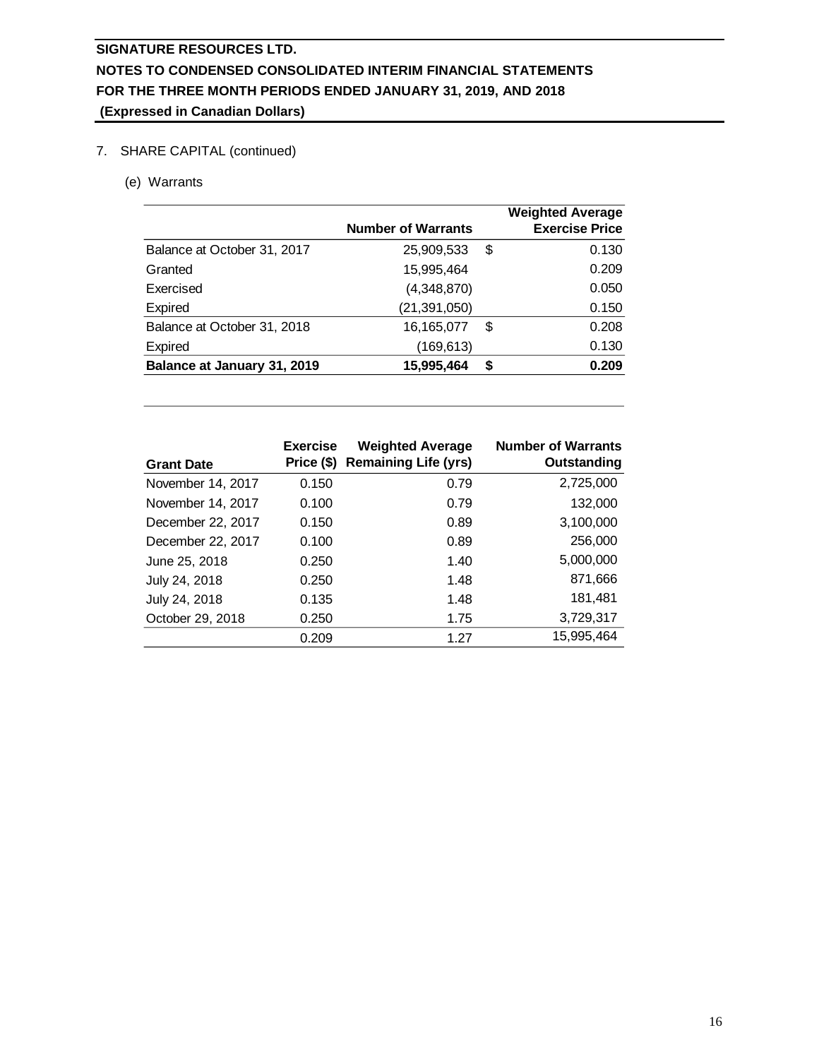# SIGNATURE RESOURCES LTD.
## NOTES TO CONDENSED CONSOLIDATED INTERIM FINANCIAL STATEMENTS
## FOR THE THREE MONTH PERIODS ENDED JANUARY 31, 2019, AND 2018
## (Expressed in Canadian Dollars)

7. SHARE CAPITAL (continued)

(e) Warrants

| | Number of Warrants | | Weighted Average Exercise Price |
|---|---|---|---|
| Balance at October 31, 2017 | 25,909,533 | $ | 0.130 |
| Granted | 15,995,464 | | 0.209 |
| Exercised | (4,348,870) | | 0.050 |
| Expired | (21,391,050) | | 0.150 |
| Balance at October 31, 2018 | 16,165,077 | $ | 0.208 |
| Expired | (169,613) | | 0.130 |
| **Balance at January 31, 2019** | **15,995,464** | **$** | **0.209** |

| Grant Date | Exercise Price ($) | Weighted Average Remaining Life (yrs) | Number of Warrants Outstanding |
|---|---|---|---|
| November 14, 2017 | 0.150 | 0.79 | 2,725,000 |
| November 14, 2017 | 0.100 | 0.79 | 132,000 |
| December 22, 2017 | 0.150 | 0.89 | 3,100,000 |
| December 22, 2017 | 0.100 | 0.89 | 256,000 |
| June 25, 2018 | 0.250 | 1.40 | 5,000,000 |
| July 24, 2018 | 0.250 | 1.48 | 871,666 |
| July 24, 2018 | 0.135 | 1.48 | 181,481 |
| October 29, 2018 | 0.250 | 1.75 | 3,729,317 |
| | 0.209 | 1.27 | 15,995,464 |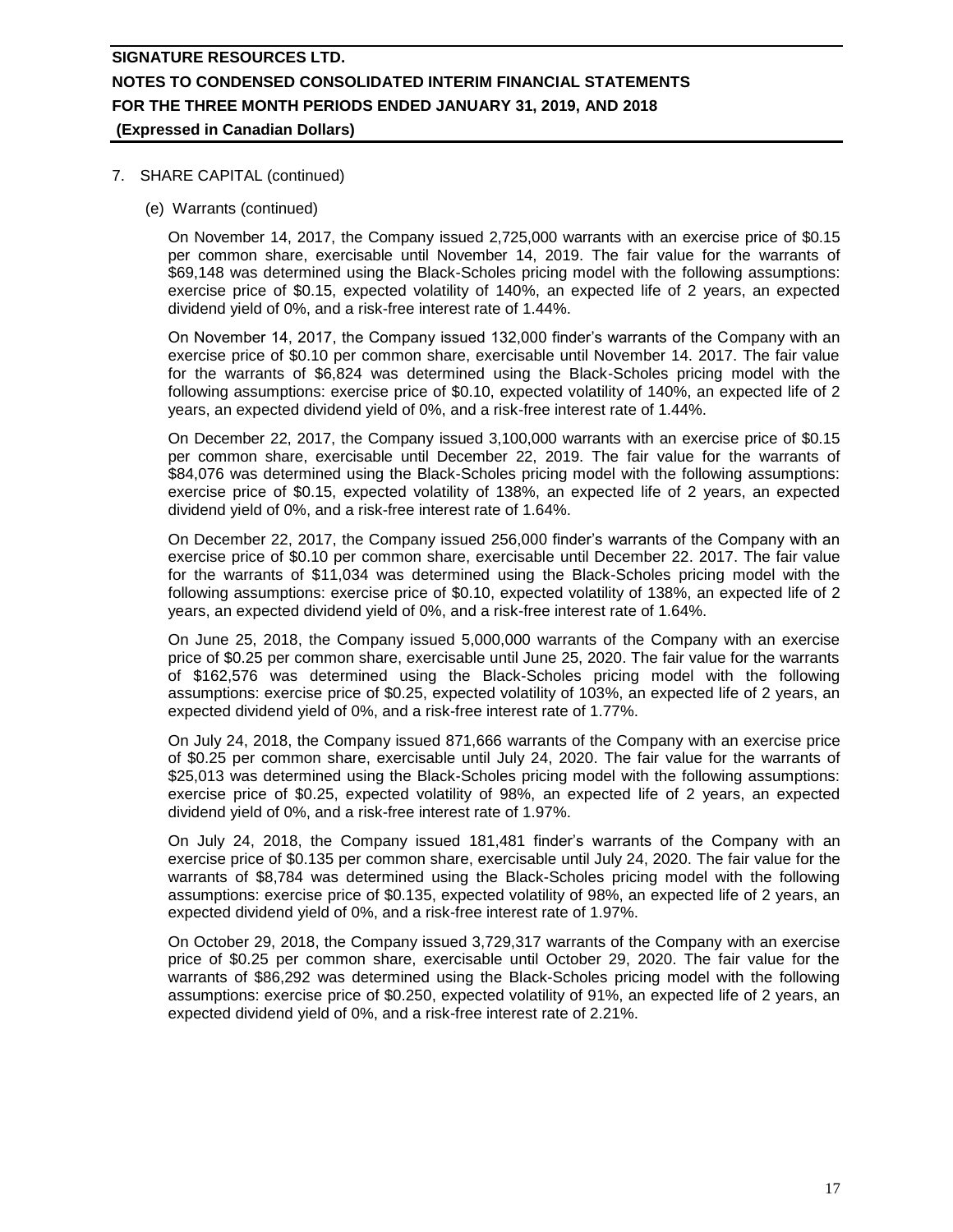7. SHARE CAPITAL (continued)

(e) Warrants (continued)

On November 14, 2017, the Company issued 2,725,000 warrants with an exercise price of $0.15 per common share, exercisable until November 14, 2019. The fair value for the warrants of $69,148 was determined using the Black-Scholes pricing model with the following assumptions: exercise price of $0.15, expected volatility of 140%, an expected life of 2 years, an expected dividend yield of 0%, and a risk-free interest rate of 1.44%.

On November 14, 2017, the Company issued 132,000 finder's warrants of the Company with an exercise price of $0.10 per common share, exercisable until November 14. 2017. The fair value for the warrants of $6,824 was determined using the Black-Scholes pricing model with the following assumptions: exercise price of $0.10, expected volatility of 140%, an expected life of 2 years, an expected dividend yield of 0%, and a risk-free interest rate of 1.44%.

On December 22, 2017, the Company issued 3,100,000 warrants with an exercise price of $0.15 per common share, exercisable until December 22, 2019. The fair value for the warrants of $84,076 was determined using the Black-Scholes pricing model with the following assumptions: exercise price of $0.15, expected volatility of 138%, an expected life of 2 years, an expected dividend yield of 0%, and a risk-free interest rate of 1.64%.

On December 22, 2017, the Company issued 256,000 finder's warrants of the Company with an exercise price of $0.10 per common share, exercisable until December 22. 2017. The fair value for the warrants of $11,034 was determined using the Black-Scholes pricing model with the following assumptions: exercise price of $0.10, expected volatility of 138%, an expected life of 2 years, an expected dividend yield of 0%, and a risk-free interest rate of 1.64%.

On June 25, 2018, the Company issued 5,000,000 warrants of the Company with an exercise price of $0.25 per common share, exercisable until June 25, 2020. The fair value for the warrants of $162,576 was determined using the Black-Scholes pricing model with the following assumptions: exercise price of $0.25, expected volatility of 103%, an expected life of 2 years, an expected dividend yield of 0%, and a risk-free interest rate of 1.77%.

On July 24, 2018, the Company issued 871,666 warrants of the Company with an exercise price of $0.25 per common share, exercisable until July 24, 2020. The fair value for the warrants of $25,013 was determined using the Black-Scholes pricing model with the following assumptions: exercise price of $0.25, expected volatility of 98%, an expected life of 2 years, an expected dividend yield of 0%, and a risk-free interest rate of 1.97%.

On July 24, 2018, the Company issued 181,481 finder's warrants of the Company with an exercise price of $0.135 per common share, exercisable until July 24, 2020. The fair value for the warrants of $8,784 was determined using the Black-Scholes pricing model with the following assumptions: exercise price of $0.135, expected volatility of 98%, an expected life of 2 years, an expected dividend yield of 0%, and a risk-free interest rate of 1.97%.

On October 29, 2018, the Company issued 3,729,317 warrants of the Company with an exercise price of $0.25 per common share, exercisable until October 29, 2020. The fair value for the warrants of $86,292 was determined using the Black-Scholes pricing model with the following assumptions: exercise price of $0.250, expected volatility of 91%, an expected life of 2 years, an expected dividend yield of 0%, and a risk-free interest rate of 2.21%.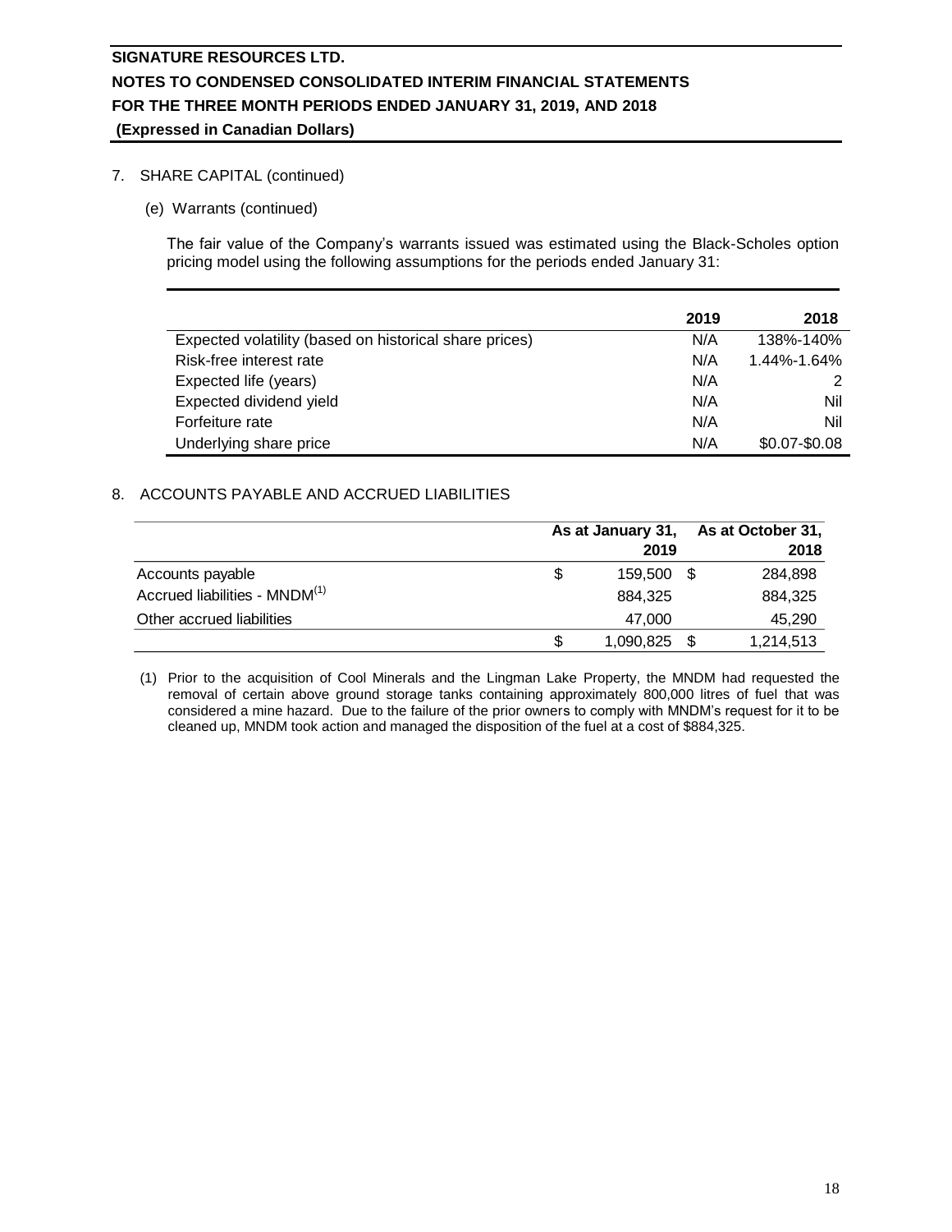7. SHARE CAPITAL (continued)

(e) Warrants (continued)

The fair value of the Company's warrants issued was estimated using the Black-Scholes option pricing model using the following assumptions for the periods ended January 31:

| | 2019 | 2018 |
|---|---|---|
| Expected volatility (based on historical share prices) | N/A | 138%-140% |
| Risk-free interest rate | N/A | 1.44%-1.64% |
| Expected life (years) | N/A | 2 |
| Expected dividend yield | N/A | Nil |
| Forfeiture rate | N/A | Nil |
| Underlying share price | N/A | \$0.07-\$0.08 |

## 8. ACCOUNTS PAYABLE AND ACCRUED LIABILITIES

| | As at January 31, 2019 | As at October 31, 2018 |
|---|---|---|
| Accounts payable | \$ 159,500 | \$ 284,898 |
| Accrued liabilities - MNDM[(1)] | 884,325 | 884,325 |
| Other accrued liabilities | 47,000 | 45,290 |
| | \$ 1,090,825 | \$ 1,214,513 |

(1) Prior to the acquisition of Cool Minerals and the Lingman Lake Property, the MNDM had requested the removal of certain above ground storage tanks containing approximately 800,000 litres of fuel that was considered a mine hazard. Due to the failure of the prior owners to comply with MNDM's request for it to be cleaned up, MNDM took action and managed the disposition of the fuel at a cost of \$884,325.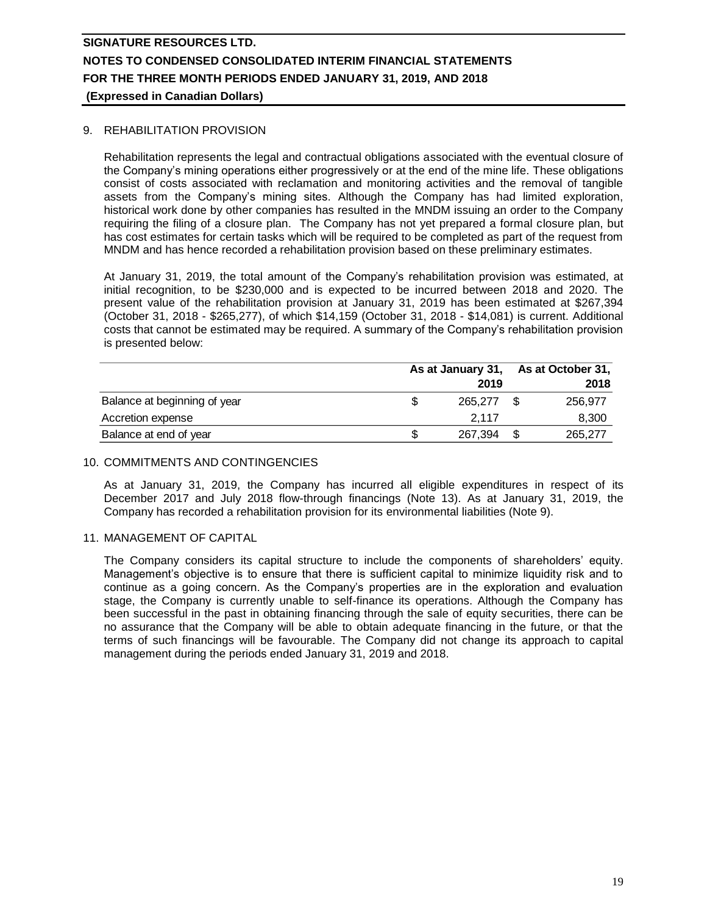## 9. REHABILITATION PROVISION

Rehabilitation represents the legal and contractual obligations associated with the eventual closure of the Company's mining operations either progressively or at the end of the mine life. These obligations consist of costs associated with reclamation and monitoring activities and the removal of tangible assets from the Company's mining sites. Although the Company has had limited exploration, historical work done by other companies has resulted in the MNDM issuing an order to the Company requiring the filing of a closure plan. The Company has not yet prepared a formal closure plan, but has cost estimates for certain tasks which will be required to be completed as part of the request from MNDM and has hence recorded a rehabilitation provision based on these preliminary estimates.

At January 31, 2019, the total amount of the Company's rehabilitation provision was estimated, at initial recognition, to be $230,000 and is expected to be incurred between 2018 and 2020. The present value of the rehabilitation provision at January 31, 2019 has been estimated at $267,394 (October 31, 2018 - $265,277), of which $14,159 (October 31, 2018 - $14,081) is current. Additional costs that cannot be estimated may be required. A summary of the Company's rehabilitation provision is presented below:

| | As at January 31, 2019 | As at October 31, 2018 |
|---|---|---|
| Balance at beginning of year | $ 265,277 | $ 256,977 |
| Accretion expense | 2,117 | 8,300 |
| Balance at end of year | $ 267,394 | $ 265,277 |

## 10. COMMITMENTS AND CONTINGENCIES

As at January 31, 2019, the Company has incurred all eligible expenditures in respect of its December 2017 and July 2018 flow-through financings (Note 13). As at January 31, 2019, the Company has recorded a rehabilitation provision for its environmental liabilities (Note 9).

## 11. MANAGEMENT OF CAPITAL

The Company considers its capital structure to include the components of shareholders' equity. Management's objective is to ensure that there is sufficient capital to minimize liquidity risk and to continue as a going concern. As the Company's properties are in the exploration and evaluation stage, the Company is currently unable to self-finance its operations. Although the Company has been successful in the past in obtaining financing through the sale of equity securities, there can be no assurance that the Company will be able to obtain adequate financing in the future, or that the terms of such financings will be favourable. The Company did not change its approach to capital management during the periods ended January 31, 2019 and 2018.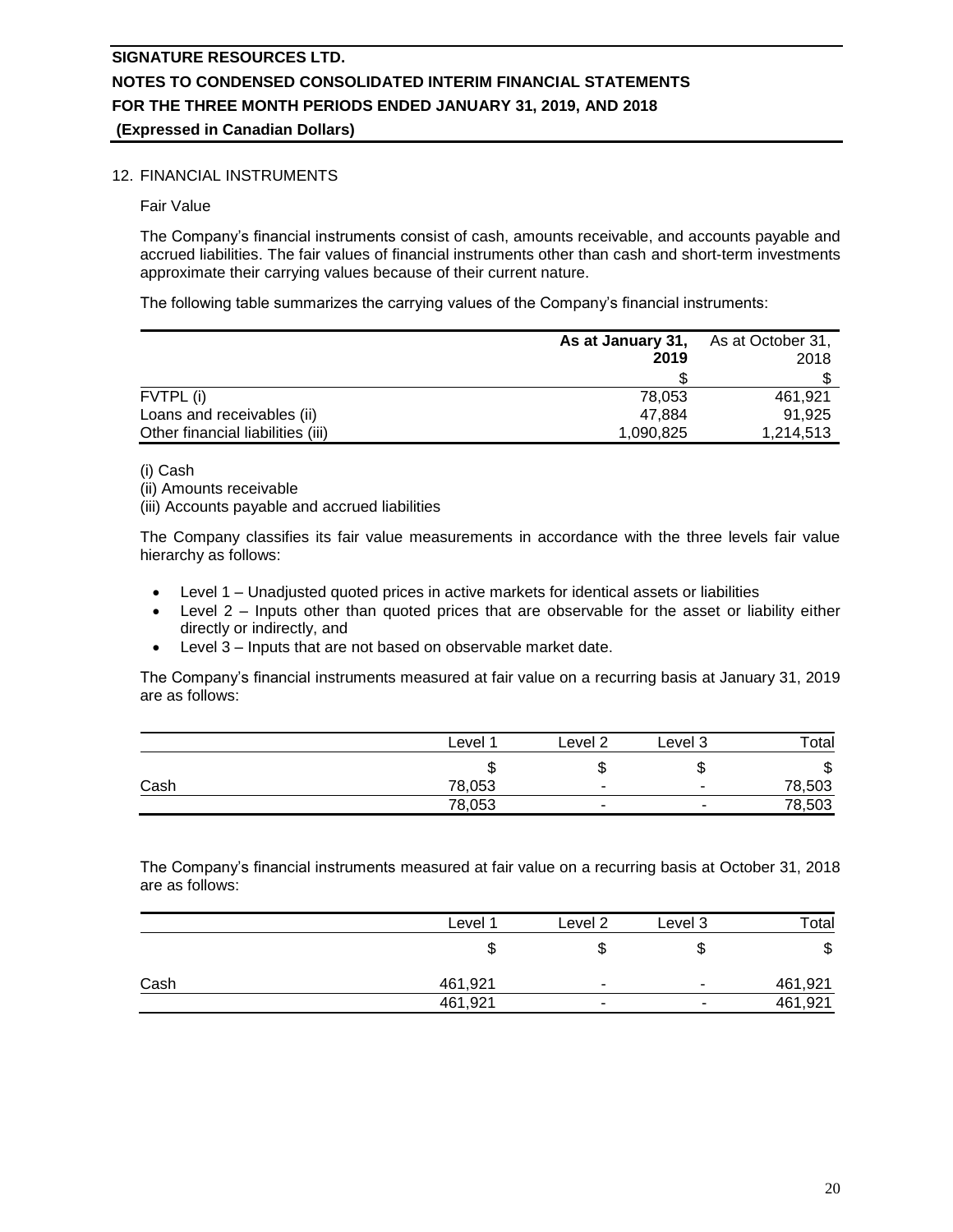## 12. FINANCIAL INSTRUMENTS

Fair Value

The Company's financial instruments consist of cash, amounts receivable, and accounts payable and accrued liabilities. The fair values of financial instruments other than cash and short-term investments approximate their carrying values because of their current nature.

The following table summarizes the carrying values of the Company's financial instruments:

| | **As at January 31, 2019** | As at October 31, 2018 |
|---|---|---|
| | $ | $ |
| FVTPL (i) | 78,053 | 461,921 |
| Loans and receivables (ii) | 47,884 | 91,925 |
| Other financial liabilities (iii) | 1,090,825 | 1,214,513 |

(i) Cash
(ii) Amounts receivable
(iii) Accounts payable and accrued liabilities

The Company classifies its fair value measurements in accordance with the three levels fair value hierarchy as follows:

- Level 1 – Unadjusted quoted prices in active markets for identical assets or liabilities
- Level 2 – Inputs other than quoted prices that are observable for the asset or liability either directly or indirectly, and
- Level 3 – Inputs that are not based on observable market date.

The Company's financial instruments measured at fair value on a recurring basis at January 31, 2019 are as follows:

| | Level 1 | Level 2 | Level 3 | Total |
|---|---|---|---|---|
| | $ | $ | $ | $ |
| Cash | 78,053 | - | - | 78,503 |
| | 78,053 | - | - | 78,503 |

The Company's financial instruments measured at fair value on a recurring basis at October 31, 2018 are as follows:

| | Level 1 | Level 2 | Level 3 | Total |
|---|---|---|---|---|
| | $ | $ | $ | $ |
| Cash | 461,921 | - | - | 461,921 |
| | 461,921 | - | - | 461,921 |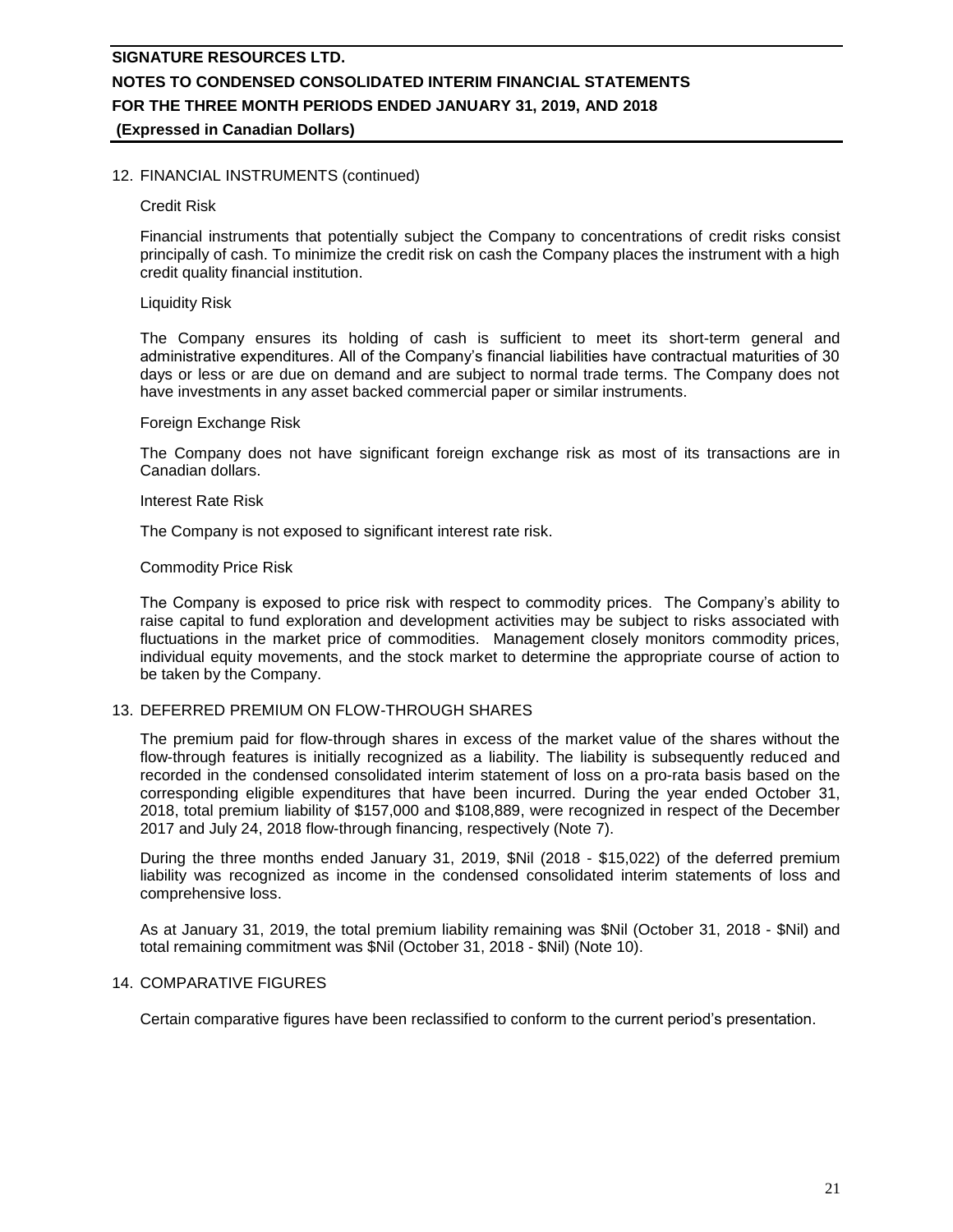## 12. FINANCIAL INSTRUMENTS (continued)

### Credit Risk

Financial instruments that potentially subject the Company to concentrations of credit risks consist principally of cash. To minimize the credit risk on cash the Company places the instrument with a high credit quality financial institution.

### Liquidity Risk

The Company ensures its holding of cash is sufficient to meet its short-term general and administrative expenditures. All of the Company's financial liabilities have contractual maturities of 30 days or less or are due on demand and are subject to normal trade terms. The Company does not have investments in any asset backed commercial paper or similar instruments.

### Foreign Exchange Risk

The Company does not have significant foreign exchange risk as most of its transactions are in Canadian dollars.

### Interest Rate Risk

The Company is not exposed to significant interest rate risk.

### Commodity Price Risk

The Company is exposed to price risk with respect to commodity prices. The Company's ability to raise capital to fund exploration and development activities may be subject to risks associated with fluctuations in the market price of commodities. Management closely monitors commodity prices, individual equity movements, and the stock market to determine the appropriate course of action to be taken by the Company.

## 13. DEFERRED PREMIUM ON FLOW-THROUGH SHARES

The premium paid for flow-through shares in excess of the market value of the shares without the flow-through features is initially recognized as a liability. The liability is subsequently reduced and recorded in the condensed consolidated interim statement of loss on a pro-rata basis based on the corresponding eligible expenditures that have been incurred. During the year ended October 31, 2018, total premium liability of $157,000 and $108,889, were recognized in respect of the December 2017 and July 24, 2018 flow-through financing, respectively (Note 7).

During the three months ended January 31, 2019, $Nil (2018 - $15,022) of the deferred premium liability was recognized as income in the condensed consolidated interim statements of loss and comprehensive loss.

As at January 31, 2019, the total premium liability remaining was $Nil (October 31, 2018 - $Nil) and total remaining commitment was $Nil (October 31, 2018 - $Nil) (Note 10).

## 14. COMPARATIVE FIGURES

Certain comparative figures have been reclassified to conform to the current period's presentation.